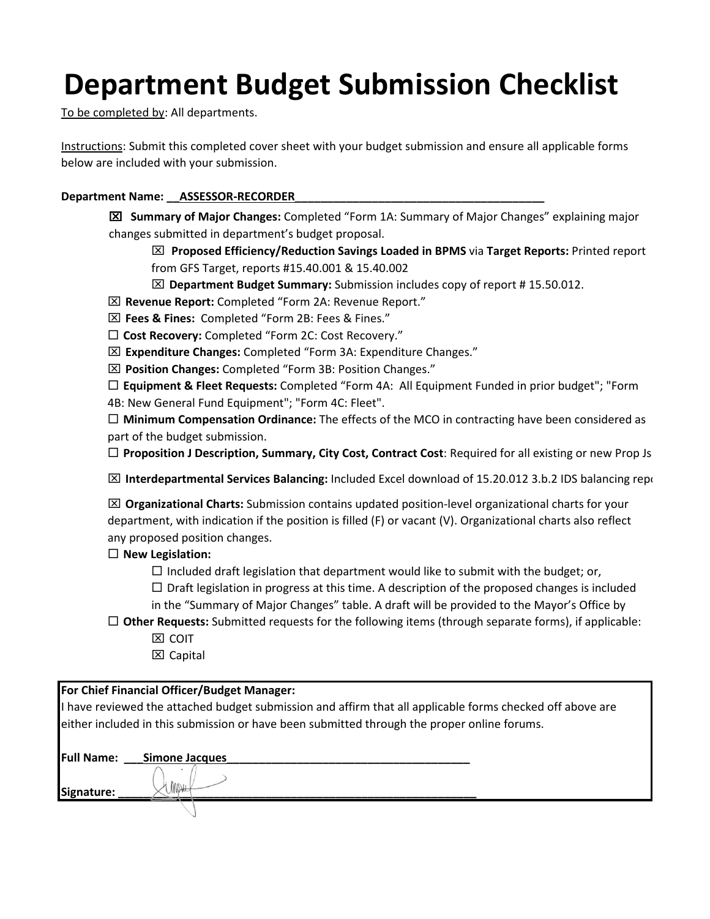# Department Budget Submission Checklist

To be completed by: All departments.

Instructions: Submit this completed cover sheet with your budget submission and ensure all applicable forms below are included with your submission.

**Department Name: __ASSESSOR-RECORDER________________________________________**

- ☒ **Summary of Major Changes:** Completed "Form 1A: Summary of Major Changes" explaining major changes submitted in department's budget proposal.
  - ☒ **Proposed Efficiency/Reduction Savings Loaded in BPMS** via **Target Reports:** Printed report from GFS Target, reports #15.40.001 & 15.40.002
  - ☒ **Department Budget Summary:** Submission includes copy of report # 15.50.012.
- ☒ **Revenue Report:** Completed "Form 2A: Revenue Report."
- ☒ **Fees & Fines:** Completed "Form 2B: Fees & Fines."
- ☐ **Cost Recovery:** Completed "Form 2C: Cost Recovery."
- ☒ **Expenditure Changes:** Completed "Form 3A: Expenditure Changes."
- ☒ **Position Changes:** Completed "Form 3B: Position Changes."
- ☐ **Equipment & Fleet Requests:** Completed "Form 4A: All Equipment Funded in prior budget"; "Form 4B: New General Fund Equipment"; "Form 4C: Fleet".
- ☐ **Minimum Compensation Ordinance:** The effects of the MCO in contracting have been considered as part of the budget submission.
- ☐ **Proposition J Description, Summary, City Cost, Contract Cost**: Required for all existing or new Prop Js
- ☒ **Interdepartmental Services Balancing:** Included Excel download of 15.20.012 3.b.2 IDS balancing repo
- ☒ **Organizational Charts:** Submission contains updated position-level organizational charts for your department, with indication if the position is filled (F) or vacant (V). Organizational charts also reflect any proposed position changes.
- ☐ **New Legislation:**
  - ☐ Included draft legislation that department would like to submit with the budget; or,
  - ☐ Draft legislation in progress at this time. A description of the proposed changes is included in the "Summary of Major Changes" table. A draft will be provided to the Mayor's Office by
- ☐ **Other Requests:** Submitted requests for the following items (through separate forms), if applicable:
  - ☒ COIT
  - ☒ Capital

**For Chief Financial Officer/Budget Manager:**

I have reviewed the attached budget submission and affirm that all applicable forms checked off above are either included in this submission or have been submitted through the proper online forums.

**Full Name: ___Simone Jacques_______________________________________**

**Signature:** ________________________________________________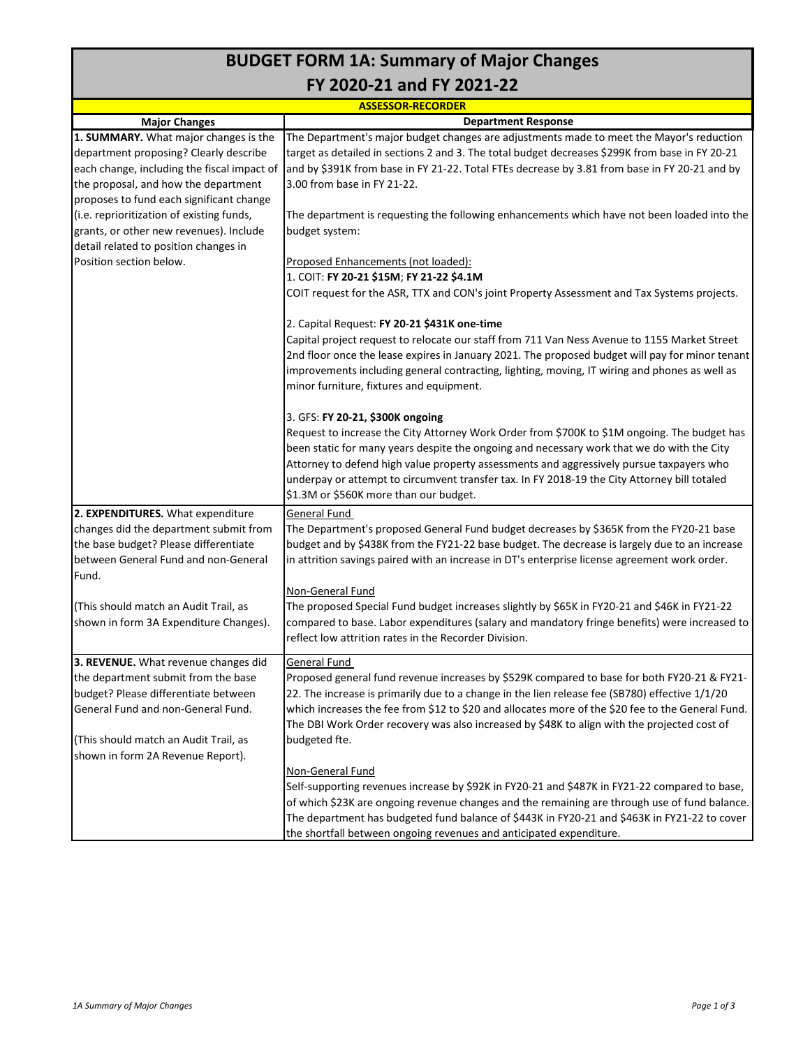# BUDGET FORM 1A: Summary of Major Changes
## FY 2020-21 and FY 2021-22

**ASSESSOR-RECORDER**

| Major Changes | Department Response |
|---|---|
| **1. SUMMARY.** What major changes is the department proposing? Clearly describe each change, including the fiscal impact of the proposal, and how the department proposes to fund each significant change (i.e. reprioritization of existing funds, grants, or other new revenues). Include detail related to position changes in Position section below. | The Department's major budget changes are adjustments made to meet the Mayor's reduction target as detailed in sections 2 and 3. The total budget decreases $299K from base in FY 20-21 and by $391K from base in FY 21-22. Total FTEs decrease by 3.81 from base in FY 20-21 and by 3.00 from base in FY 21-22.<br><br>The department is requesting the following enhancements which have not been loaded into the budget system:<br><br><u>Proposed Enhancements (not loaded):</u><br>1. COIT: **FY 20-21 $15M**; **FY 21-22 $4.1M**<br>COIT request for the ASR, TTX and CON's joint Property Assessment and Tax Systems projects.<br><br>2. Capital Request: **FY 20-21 $431K one-time**<br>Capital project request to relocate our staff from 711 Van Ness Avenue to 1155 Market Street 2nd floor once the lease expires in January 2021. The proposed budget will pay for minor tenant improvements including general contracting, lighting, moving, IT wiring and phones as well as minor furniture, fixtures and equipment.<br><br>3. GFS: **FY 20-21, $300K ongoing**<br>Request to increase the City Attorney Work Order from $700K to $1M ongoing. The budget has been static for many years despite the ongoing and necessary work that we do with the City Attorney to defend high value property assessments and aggressively pursue taxpayers who underpay or attempt to circumvent transfer tax. In FY 2018-19 the City Attorney bill totaled $1.3M or $560K more than our budget. |
| **2. EXPENDITURES.** What expenditure changes did the department submit from the base budget? Please differentiate between General Fund and non-General Fund.<br><br>(This should match an Audit Trail, as shown in form 3A Expenditure Changes). | <u>General Fund</u><br>The Department's proposed General Fund budget decreases by $365K from the FY20-21 base budget and by $438K from the FY21-22 base budget. The decrease is largely due to an increase in attrition savings paired with an increase in DT's enterprise license agreement work order.<br><br><u>Non-General Fund</u><br>The proposed Special Fund budget increases slightly by $65K in FY20-21 and $46K in FY21-22 compared to base. Labor expenditures (salary and mandatory fringe benefits) were increased to reflect low attrition rates in the Recorder Division. |
| **3. REVENUE.** What revenue changes did the department submit from the base budget? Please differentiate between General Fund and non-General Fund.<br><br>(This should match an Audit Trail, as shown in form 2A Revenue Report). | <u>General Fund</u><br>Proposed general fund revenue increases by $529K compared to base for both FY20-21 & FY21-22. The increase is primarily due to a change in the lien release fee (SB780) effective 1/1/20 which increases the fee from $12 to $20 and allocates more of the $20 fee to the General Fund. The DBI Work Order recovery was also increased by $48K to align with the projected cost of budgeted fte.<br><br><u>Non-General Fund</u><br>Self-supporting revenues increase by $92K in FY20-21 and $487K in FY21-22 compared to base, of which $23K are ongoing revenue changes and the remaining are through use of fund balance. The department has budgeted fund balance of $443K in FY20-21 and $463K in FY21-22 to cover the shortfall between ongoing revenues and anticipated expenditure. |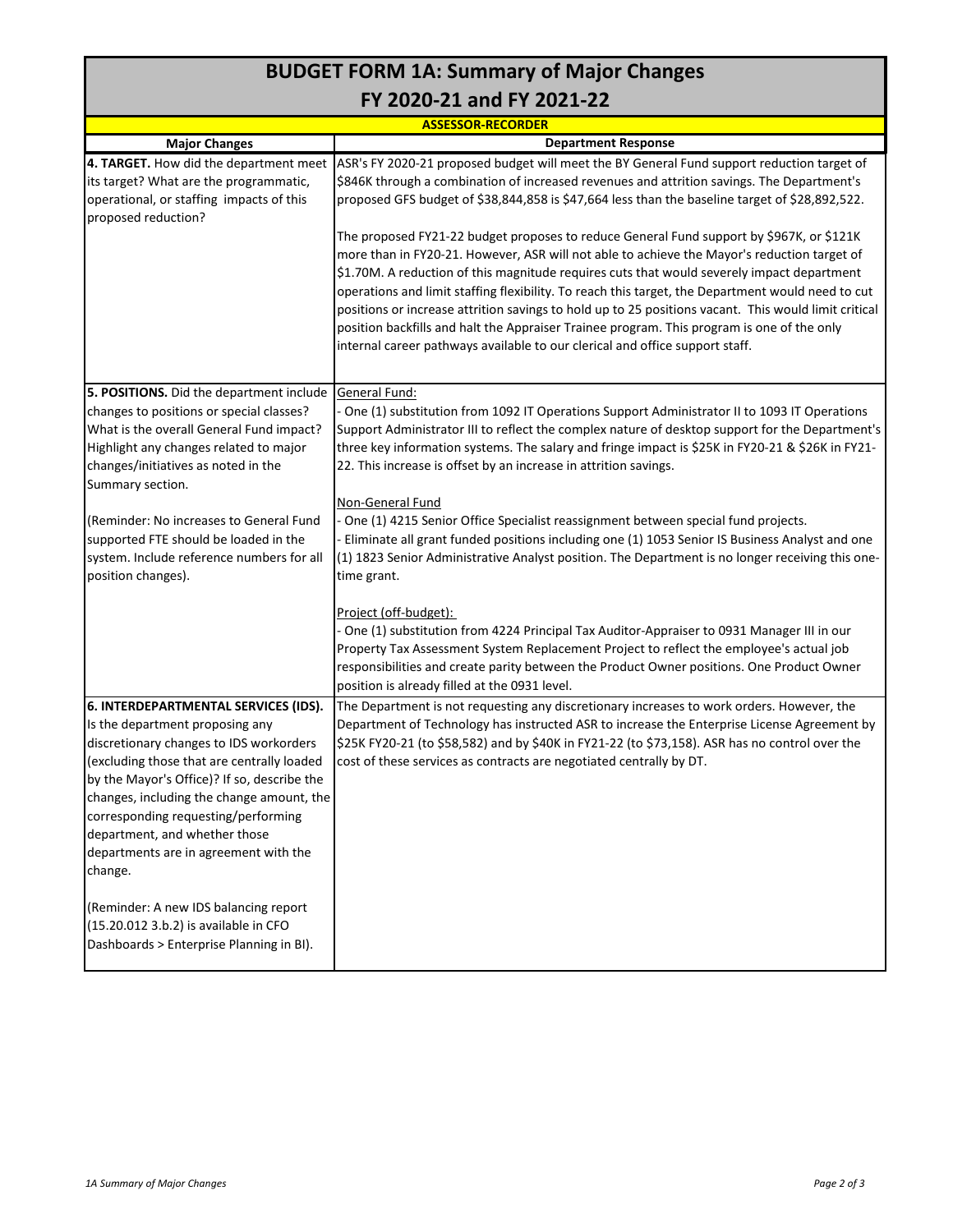# BUDGET FORM 1A: Summary of Major Changes
## FY 2020-21 and FY 2021-22

### ASSESSOR-RECORDER

| Major Changes | Department Response |
|---|---|
| **4. TARGET.** How did the department meet its target? What are the programmatic, operational, or staffing impacts of this proposed reduction? | ASR's FY 2020-21 proposed budget will meet the BY General Fund support reduction target of $846K through a combination of increased revenues and attrition savings. The Department's proposed GFS budget of $38,844,858 is $47,664 less than the baseline target of $28,892,522.<br><br>The proposed FY21-22 budget proposes to reduce General Fund support by $967K, or $121K more than in FY20-21. However, ASR will not able to achieve the Mayor's reduction target of $1.70M. A reduction of this magnitude requires cuts that would severely impact department operations and limit staffing flexibility. To reach this target, the Department would need to cut positions or increase attrition savings to hold up to 25 positions vacant. This would limit critical position backfills and halt the Appraiser Trainee program. This program is one of the only internal career pathways available to our clerical and office support staff. |
| **5. POSITIONS.** Did the department include changes to positions or special classes? What is the overall General Fund impact? Highlight any changes related to major changes/initiatives as noted in the Summary section.<br><br>(Reminder: No increases to General Fund supported FTE should be loaded in the system. Include reference numbers for all position changes). | General Fund:<br>- One (1) substitution from 1092 IT Operations Support Administrator II to 1093 IT Operations Support Administrator III to reflect the complex nature of desktop support for the Department's three key information systems. The salary and fringe impact is $25K in FY20-21 & $26K in FY21-22. This increase is offset by an increase in attrition savings.<br><br>Non-General Fund<br>- One (1) 4215 Senior Office Specialist reassignment between special fund projects.<br>- Eliminate all grant funded positions including one (1) 1053 Senior IS Business Analyst and one (1) 1823 Senior Administrative Analyst position. The Department is no longer receiving this one-time grant.<br><br>Project (off-budget):<br>- One (1) substitution from 4224 Principal Tax Auditor-Appraiser to 0931 Manager III in our Property Tax Assessment System Replacement Project to reflect the employee's actual job responsibilities and create parity between the Product Owner positions. One Product Owner position is already filled at the 0931 level. |
| **6. INTERDEPARTMENTAL SERVICES (IDS).** Is the department proposing any discretionary changes to IDS workorders (excluding those that are centrally loaded by the Mayor's Office)? If so, describe the changes, including the change amount, the corresponding requesting/performing department, and whether those departments are in agreement with the change.<br><br>(Reminder: A new IDS balancing report (15.20.012 3.b.2) is available in CFO Dashboards > Enterprise Planning in BI). | The Department is not requesting any discretionary increases to work orders. However, the Department of Technology has instructed ASR to increase the Enterprise License Agreement by $25K FY20-21 (to $58,582) and by $40K in FY21-22 (to $73,158). ASR has no control over the cost of these services as contracts are negotiated centrally by DT. |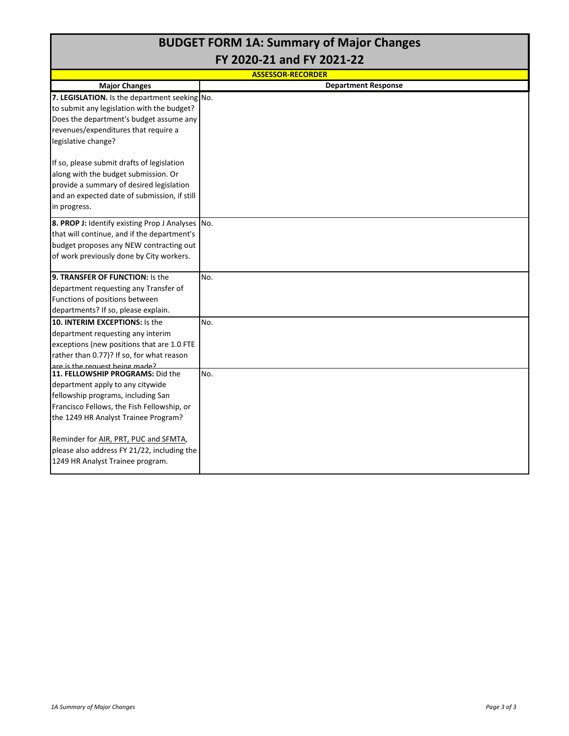# BUDGET FORM 1A: Summary of Major Changes
## FY 2020-21 and FY 2021-22

**ASSESSOR-RECORDER**

| Major Changes | Department Response |
| --- | --- |
| **7. LEGISLATION.** Is the department seeking to submit any legislation with the budget? Does the department's budget assume any revenues/expenditures that require a legislative change?<br><br>If so, please submit drafts of legislation along with the budget submission. Or provide a summary of desired legislation and an expected date of submission, if still in progress. | No. |
| **8. PROP J:** Identify existing Prop J Analyses that will continue, and if the department's budget proposes any NEW contracting out of work previously done by City workers. | No. |
| **9. TRANSFER OF FUNCTION:** Is the department requesting any Transfer of Functions of positions between departments? If so, please explain. | No. |
| **10. INTERIM EXCEPTIONS:** Is the department requesting any interim exceptions (new positions that are 1.0 FTE rather than 0.77)? If so, for what reason are is the request being made? | No. |
| **11. FELLOWSHIP PROGRAMS:** Did the department apply to any citywide fellowship programs, including San Francisco Fellows, the Fish Fellowship, or the 1249 HR Analyst Trainee Program?<br><br>Reminder for AIR, PRT, PUC and SFMTA, please also address FY 21/22, including the 1249 HR Analyst Trainee program. | No. |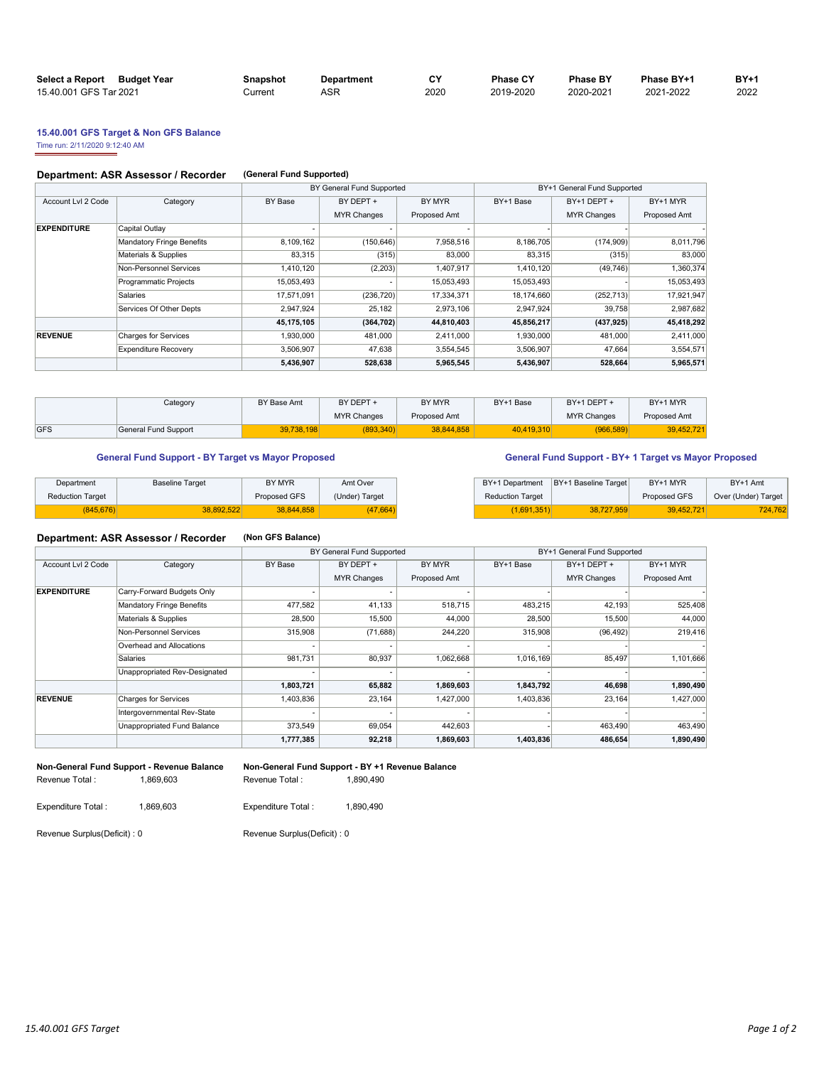| Select a Report | Budget Year | Snapshot | Department | CY | Phase CY | Phase BY | Phase BY+1 | BY+1 |
|---|---|---|---|---|---|---|---|---|
| 15.40.001 GFS Tar | 2021 | Current | ASR | 2020 | 2019-2020 | 2020-2021 | 2021-2022 | 2022 |

## 15.40.001 GFS Target & Non GFS Balance

Time run: 2/11/2020 9:12:40 AM

### Department: ASR Assessor / Recorder (General Fund Supported)

| | | BY General Fund Supported | | | BY+1 General Fund Supported | | |
|---|---|---|---|---|---|---|---|
| Account Lvl 2 Code | Category | BY Base | BY DEPT + MYR Changes | BY MYR Proposed Amt | BY+1 Base | BY+1 DEPT + MYR Changes | BY+1 MYR Proposed Amt |
| EXPENDITURE | Capital Outlay | - | - | - | - | - | - |
| | Mandatory Fringe Benefits | 8,109,162 | (150,646) | 7,958,516 | 8,186,705 | (174,909) | 8,011,796 |
| | Materials & Supplies | 83,315 | (315) | 83,000 | 83,315 | (315) | 83,000 |
| | Non-Personnel Services | 1,410,120 | (2,203) | 1,407,917 | 1,410,120 | (49,746) | 1,360,374 |
| | Programmatic Projects | 15,053,493 | - | 15,053,493 | 15,053,493 | - | 15,053,493 |
| | Salaries | 17,571,091 | (236,720) | 17,334,371 | 18,174,660 | (252,713) | 17,921,947 |
| | Services Of Other Depts | 2,947,924 | 25,182 | 2,973,106 | 2,947,924 | 39,758 | 2,987,682 |
| | | **45,175,105** | **(364,702)** | **44,810,403** | **45,856,217** | **(437,925)** | **45,418,292** |
| REVENUE | Charges for Services | 1,930,000 | 481,000 | 2,411,000 | 1,930,000 | 481,000 | 2,411,000 |
| | Expenditure Recovery | 3,506,907 | 47,638 | 3,554,545 | 3,506,907 | 47,664 | 3,554,571 |
| | | **5,436,907** | **528,638** | **5,965,545** | **5,436,907** | **528,664** | **5,965,571** |

| | Category | BY Base Amt | BY DEPT + MYR Changes | BY MYR Proposed Amt | BY+1 Base | BY+1 DEPT + MYR Changes | BY+1 MYR Proposed Amt |
|---|---|---|---|---|---|---|---|
| GFS | General Fund Support | 39,738,198 | (893,340) | 38,844,858 | 40,419,310 | (966,589) | 39,452,721 |

#### General Fund Support - BY Target vs Mayor Proposed

| Department Reduction Target | Baseline Target | BY MYR Proposed GFS | Amt Over (Under) Target |
|---|---|---|---|
| (845,676) | 38,892,522 | 38,844,858 | (47,664) |

#### General Fund Support - BY+ 1 Target vs Mayor Proposed

| BY+1 Department Reduction Target | BY+1 Baseline Target | BY+1 MYR Proposed GFS | BY+1 Amt Over (Under) Target |
|---|---|---|---|
| (1,691,351) | 38,727,959 | 39,452,721 | 724,762 |

### Department: ASR Assessor / Recorder (Non GFS Balance)

| | | BY General Fund Supported | | | BY+1 General Fund Supported | | |
|---|---|---|---|---|---|---|---|
| Account Lvl 2 Code | Category | BY Base | BY DEPT + MYR Changes | BY MYR Proposed Amt | BY+1 Base | BY+1 DEPT + MYR Changes | BY+1 MYR Proposed Amt |
| EXPENDITURE | Carry-Forward Budgets Only | - | - | - | - | - | - |
| | Mandatory Fringe Benefits | 477,582 | 41,133 | 518,715 | 483,215 | 42,193 | 525,408 |
| | Materials & Supplies | 28,500 | 15,500 | 44,000 | 28,500 | 15,500 | 44,000 |
| | Non-Personnel Services | 315,908 | (71,688) | 244,220 | 315,908 | (96,492) | 219,416 |
| | Overhead and Allocations | - | - | - | - | - | - |
| | Salaries | 981,731 | 80,937 | 1,062,668 | 1,016,169 | 85,497 | 1,101,666 |
| | Unappropriated Rev-Designated | - | - | - | - | - | - |
| | | **1,803,721** | **65,882** | **1,869,603** | **1,843,792** | **46,698** | **1,890,490** |
| REVENUE | Charges for Services | 1,403,836 | 23,164 | 1,427,000 | 1,403,836 | 23,164 | 1,427,000 |
| | Intergovernmental Rev-State | - | - | - | - | - | - |
| | Unappropriated Fund Balance | 373,549 | 69,054 | 442,603 | - | 463,490 | 463,490 |
| | | **1,777,385** | **92,218** | **1,869,603** | **1,403,836** | **486,654** | **1,890,490** |

**Non-General Fund Support - Revenue Balance**

Revenue Total : 1,869,603

Expenditure Total : 1,869,603

Revenue Surplus(Deficit) : 0

**Non-General Fund Support - BY +1 Revenue Balance**

Revenue Total : 1,890,490

Expenditure Total : 1,890,490

Revenue Surplus(Deficit) : 0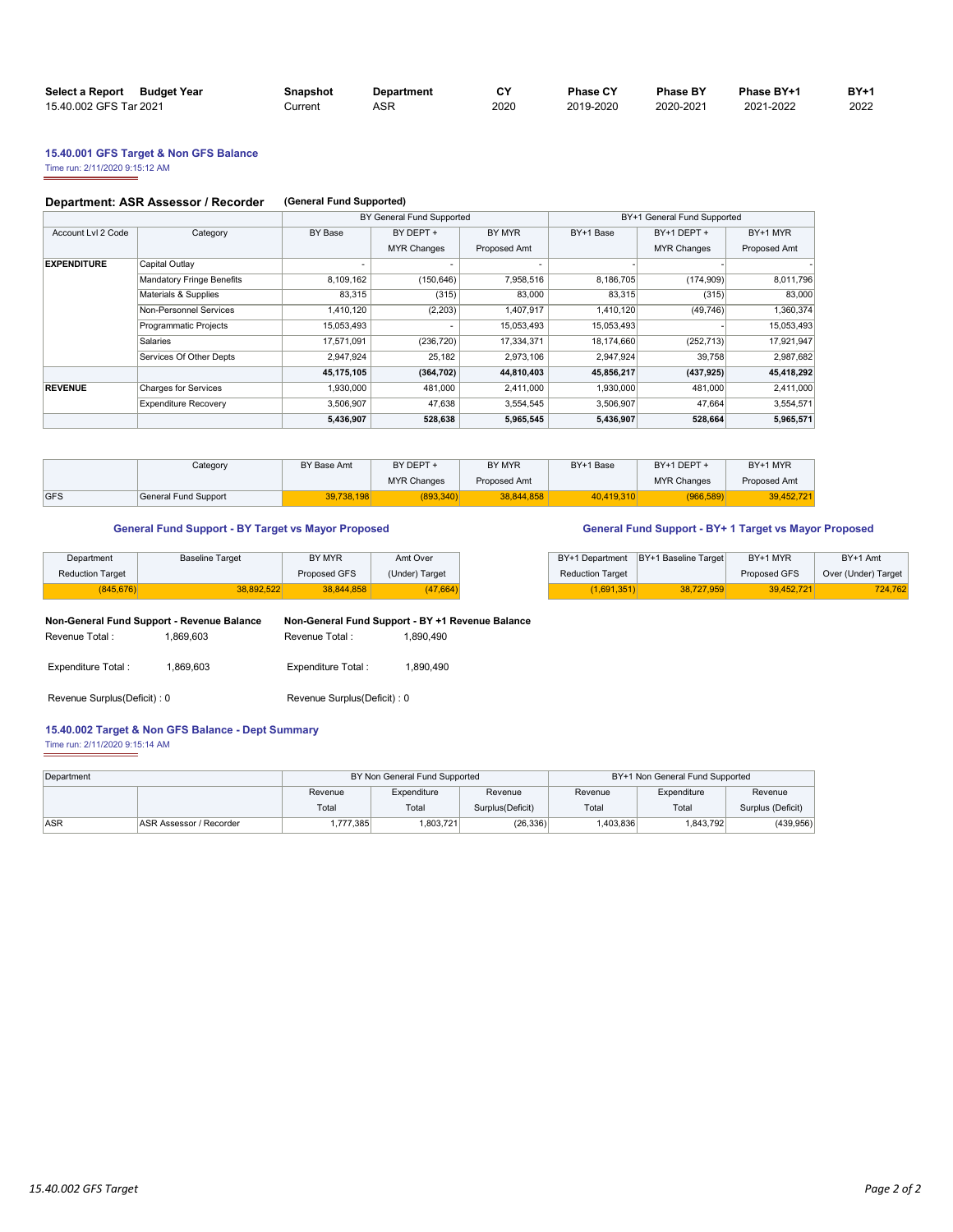| Select a Report | Budget Year | Snapshot | Department | CY | Phase CY | Phase BY | Phase BY+1 | BY+1 |
|---|---|---|---|---|---|---|---|---|
| 15.40.002 GFS Tar | 2021 | Current | ASR | 2020 | 2019-2020 | 2020-2021 | 2021-2022 | 2022 |

## 15.40.001 GFS Target & Non GFS Balance

Time run: 2/11/2020 9:15:12 AM

### Department: ASR Assessor / Recorder (General Fund Supported)

| Account Lvl 2 Code | Category | BY General Fund Supported | | | BY+1 General Fund Supported | | |
|---|---|---|---|---|---|---|---|
| | | BY Base | BY DEPT + MYR Changes | BY MYR Proposed Amt | BY+1 Base | BY+1 DEPT + MYR Changes | BY+1 MYR Proposed Amt |
| **EXPENDITURE** | Capital Outlay | - | - | - | - | - | - |
| | Mandatory Fringe Benefits | 8,109,162 | (150,646) | 7,958,516 | 8,186,705 | (174,909) | 8,011,796 |
| | Materials & Supplies | 83,315 | (315) | 83,000 | 83,315 | (315) | 83,000 |
| | Non-Personnel Services | 1,410,120 | (2,203) | 1,407,917 | 1,410,120 | (49,746) | 1,360,374 |
| | Programmatic Projects | 15,053,493 | - | 15,053,493 | 15,053,493 | - | 15,053,493 |
| | Salaries | 17,571,091 | (236,720) | 17,334,371 | 18,174,660 | (252,713) | 17,921,947 |
| | Services Of Other Depts | 2,947,924 | 25,182 | 2,973,106 | 2,947,924 | 39,758 | 2,987,682 |
| | | **45,175,105** | **(364,702)** | **44,810,403** | **45,856,217** | **(437,925)** | **45,418,292** |
| **REVENUE** | Charges for Services | 1,930,000 | 481,000 | 2,411,000 | 1,930,000 | 481,000 | 2,411,000 |
| | Expenditure Recovery | 3,506,907 | 47,638 | 3,554,545 | 3,506,907 | 47,664 | 3,554,571 |
| | | **5,436,907** | **528,638** | **5,965,545** | **5,436,907** | **528,664** | **5,965,571** |

| | Category | BY Base Amt | BY DEPT + MYR Changes | BY MYR Proposed Amt | BY+1 Base | BY+1 DEPT + MYR Changes | BY+1 MYR Proposed Amt |
|---|---|---|---|---|---|---|---|
| GFS | General Fund Support | 39,738,198 | (893,340) | 38,844,858 | 40,419,310 | (966,589) | 39,452,721 |

### General Fund Support - BY Target vs Mayor Proposed

| Department Reduction Target | Baseline Target | BY MYR Proposed GFS | Amt Over (Under) Target |
|---|---|---|---|
| (845,676) | 38,892,522 | 38,844,858 | (47,664) |

### General Fund Support - BY+ 1 Target vs Mayor Proposed

| BY+1 Department Reduction Target | BY+1 Baseline Target | BY+1 MYR Proposed GFS | BY+1 Amt Over (Under) Target |
|---|---|---|---|
| (1,691,351) | 38,727,959 | 39,452,721 | 724,762 |

**Non-General Fund Support - Revenue Balance**

Revenue Total : 1,869,603

Expenditure Total : 1,869,603

Revenue Surplus(Deficit) : 0

**Non-General Fund Support - BY +1 Revenue Balance**

Revenue Total : 1,890,490

Expenditure Total : 1,890,490

Revenue Surplus(Deficit) : 0

## 15.40.002 Target & Non GFS Balance - Dept Summary

Time run: 2/11/2020 9:15:14 AM

| Department | | BY Non General Fund Supported | | | BY+1 Non General Fund Supported | | |
|---|---|---|---|---|---|---|---|
| | | Revenue Total | Expenditure Total | Revenue Surplus(Deficit) | Revenue Total | Expenditure Total | Revenue Surplus (Deficit) |
| ASR | ASR Assessor / Recorder | 1,777,385 | 1,803,721 | (26,336) | 1,403,836 | 1,843,792 | (439,956) |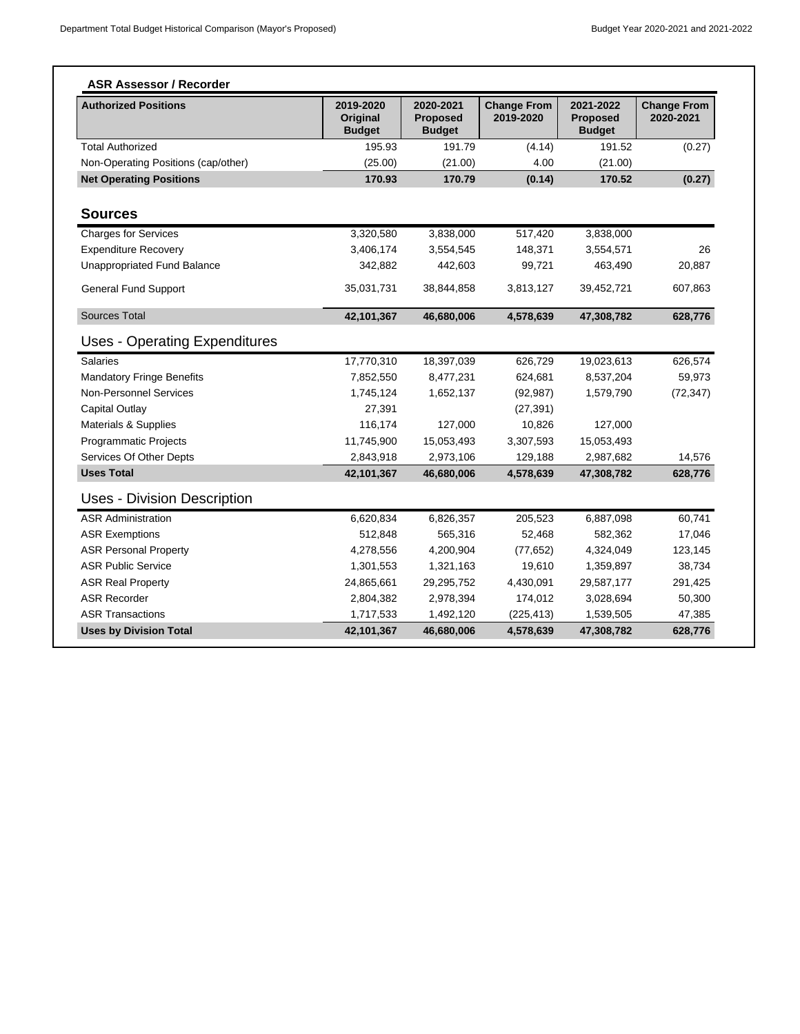## ASR Assessor / Recorder

| Authorized Positions | 2019-2020 Original Budget | 2020-2021 Proposed Budget | Change From 2019-2020 | 2021-2022 Proposed Budget | Change From 2020-2021 |
|---|---|---|---|---|---|
| Total Authorized | 195.93 | 191.79 | (4.14) | 191.52 | (0.27) |
| Non-Operating Positions (cap/other) | (25.00) | (21.00) | 4.00 | (21.00) | |
| **Net Operating Positions** | **170.93** | **170.79** | **(0.14)** | **170.52** | **(0.27)** |

### Sources

| | | | | | |
|---|---|---|---|---|---|
| Charges for Services | 3,320,580 | 3,838,000 | 517,420 | 3,838,000 | |
| Expenditure Recovery | 3,406,174 | 3,554,545 | 148,371 | 3,554,571 | 26 |
| Unappropriated Fund Balance | 342,882 | 442,603 | 99,721 | 463,490 | 20,887 |
| General Fund Support | 35,031,731 | 38,844,858 | 3,813,127 | 39,452,721 | 607,863 |
| Sources Total | **42,101,367** | **46,680,006** | **4,578,639** | **47,308,782** | **628,776** |

### Uses - Operating Expenditures

| | | | | | |
|---|---|---|---|---|---|
| Salaries | 17,770,310 | 18,397,039 | 626,729 | 19,023,613 | 626,574 |
| Mandatory Fringe Benefits | 7,852,550 | 8,477,231 | 624,681 | 8,537,204 | 59,973 |
| Non-Personnel Services | 1,745,124 | 1,652,137 | (92,987) | 1,579,790 | (72,347) |
| Capital Outlay | 27,391 | | (27,391) | | |
| Materials & Supplies | 116,174 | 127,000 | 10,826 | 127,000 | |
| Programmatic Projects | 11,745,900 | 15,053,493 | 3,307,593 | 15,053,493 | |
| Services Of Other Depts | 2,843,918 | 2,973,106 | 129,188 | 2,987,682 | 14,576 |
| **Uses Total** | **42,101,367** | **46,680,006** | **4,578,639** | **47,308,782** | **628,776** |

### Uses - Division Description

| | | | | | |
|---|---|---|---|---|---|
| ASR Administration | 6,620,834 | 6,826,357 | 205,523 | 6,887,098 | 60,741 |
| ASR Exemptions | 512,848 | 565,316 | 52,468 | 582,362 | 17,046 |
| ASR Personal Property | 4,278,556 | 4,200,904 | (77,652) | 4,324,049 | 123,145 |
| ASR Public Service | 1,301,553 | 1,321,163 | 19,610 | 1,359,897 | 38,734 |
| ASR Real Property | 24,865,661 | 29,295,752 | 4,430,091 | 29,587,177 | 291,425 |
| ASR Recorder | 2,804,382 | 2,978,394 | 174,012 | 3,028,694 | 50,300 |
| ASR Transactions | 1,717,533 | 1,492,120 | (225,413) | 1,539,505 | 47,385 |
| **Uses by Division Total** | **42,101,367** | **46,680,006** | **4,578,639** | **47,308,782** | **628,776** |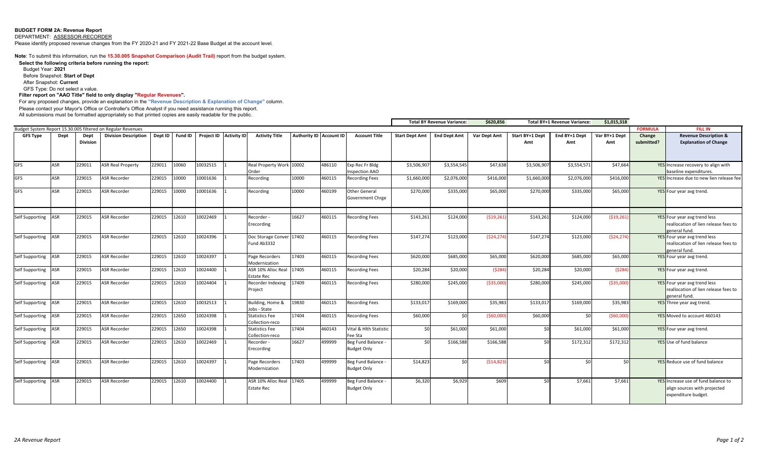**BUDGET FORM 2A: Revenue Report**

DEPARTMENT: ASSESSOR-RECORDER

Please identify proposed revenue changes from the FY 2020-21 and FY 2021-22 Base Budget at the account level.

**Note**: To submit this information, run the **15.30.005 Snapshot Comparison (Audit Trail)** report from the budget system.

**Select the following criteria before running the report:**

Budget Year: **2021**

Before Snapshot: **Start of Dept**

After Snapshot: **Current**

GFS Type: Do not select a value.

**Filter report on "AAO Title" field to only display "Regular Revenues".**

For any proposed changes, provide an explanation in the **"Revenue Description & Explanation of Change"** column.

Please contact your Mayor's Office or Controller's Office Analyst if you need assistance running this report.

All submissions must be formatted appropriately so that printed copies are easily readable for the public.

| | | | | | | | | | | | | | **Total BY Revenue Variance:** | **$620,856** | | **Total BY+1 Revenue Variance:** | **$1,015,318** | | |
|---|---|---|---|---|---|---|---|---|---|---|---|---|---|---|---|---|---|---|---|
| Budget System Report 15.30.005 filtered on Regular Revenues | | | | | | | | | | | | | | | | | | **FORMULA** | **FILL IN** |
| **GFS Type** | **Dept** | **Dept Division** | **Division Description** | **Dept ID** | **Fund ID** | **Project ID** | **Activity ID** | **Activity Title** | **Authority ID** | **Account ID** | **Account Title** | **Start Dept Amt** | **End Dept Amt** | **Var Dept Amt** | **Start BY+1 Dept Amt** | **End BY+1 Dept Amt** | **Var BY+1 Dept Amt** | **Change submitted?** | **Revenue Description & Explanation of Change** |
| GFS | ASR | 229011 | ASR Real Property | 229011 | 10060 | 10032515 | 1 | Real Property Work Order | 10002 | 486110 | Exp Rec Fr Bldg Inspection AAO | $3,506,907 | $3,554,545 | $47,638 | $3,506,907 | $3,554,571 | $47,664 | YES | Increase recovery to align with baseline expenditures. |
| GFS | ASR | 229015 | ASR Recorder | 229015 | 10000 | 10001636 | 1 | Recording | 10000 | 460115 | Recording Fees | $1,660,000 | $2,076,000 | $416,000 | $1,660,000 | $2,076,000 | $416,000 | YES | Increase due to new lien release fee |
| GFS | ASR | 229015 | ASR Recorder | 229015 | 10000 | 10001636 | 1 | Recording | 10000 | 460199 | Other General Government Chrge | $270,000 | $335,000 | $65,000 | $270,000 | $335,000 | $65,000 | YES | Four year avg trend. |
| Self Supporting | ASR | 229015 | ASR Recorder | 229015 | 12610 | 10022469 | 1 | Recorder - Erecording | 16627 | 460115 | Recording Fees | $143,261 | $124,000 | ($19,261) | $143,261 | $124,000 | ($19,261) | YES | Four year avg trend less reallocation of lien release fees to general fund. |
| Self Supporting | ASR | 229015 | ASR Recorder | 229015 | 12610 | 10024396 | 1 | Doc Storage Conver Fund Ab3332 | 17402 | 460115 | Recording Fees | $147,274 | $123,000 | ($24,274) | $147,274 | $123,000 | ($24,274) | YES | Four year avg trend less reallocation of lien release fees to general fund. |
| Self Supporting | ASR | 229015 | ASR Recorder | 229015 | 12610 | 10024397 | 1 | Page Recorders Modernization | 17403 | 460115 | Recording Fees | $620,000 | $685,000 | $65,000 | $620,000 | $685,000 | $65,000 | YES | Four year avg trend. |
| Self Supporting | ASR | 229015 | ASR Recorder | 229015 | 12610 | 10024400 | 1 | ASR 10% Alloc Real Estate Rec | 17405 | 460115 | Recording Fees | $20,284 | $20,000 | ($284) | $20,284 | $20,000 | ($284) | YES | Four year avg trend. |
| Self Supporting | ASR | 229015 | ASR Recorder | 229015 | 12610 | 10024404 | 1 | Recorder Indexing Project | 17409 | 460115 | Recording Fees | $280,000 | $245,000 | ($35,000) | $280,000 | $245,000 | ($35,000) | YES | Four year avg trend less reallocation of lien release fees to general fund. |
| Self Supporting | ASR | 229015 | ASR Recorder | 229015 | 12610 | 10032513 | 1 | Building, Home & Jobs - State | 19830 | 460115 | Recording Fees | $133,017 | $169,000 | $35,983 | $133,017 | $169,000 | $35,983 | YES | Three year avg trend. |
| Self Supporting | ASR | 229015 | ASR Recorder | 229015 | 12650 | 10024398 | 1 | Statistics Fee Collection-reco | 17404 | 460115 | Recording Fees | $60,000 | $0 | ($60,000) | $60,000 | $0 | ($60,000) | YES | Moved to account 460143 |
| Self Supporting | ASR | 229015 | ASR Recorder | 229015 | 12650 | 10024398 | 1 | Statistics Fee Collection-reco | 17404 | 460143 | Vital & Hlth Statistic Fee Sta | $0 | $61,000 | $61,000 | $0 | $61,000 | $61,000 | YES | Four year avg trend. |
| Self Supporting | ASR | 229015 | ASR Recorder | 229015 | 12610 | 10022469 | 1 | Recorder - Erecording | 16627 | 499999 | Beg Fund Balance - Budget Only | $0 | $166,588 | $166,588 | $0 | $172,312 | $172,312 | YES | Use of fund balance |
| Self Supporting | ASR | 229015 | ASR Recorder | 229015 | 12610 | 10024397 | 1 | Page Recorders Modernization | 17403 | 499999 | Beg Fund Balance - Budget Only | $14,823 | $0 | ($14,823) | $0 | $0 | $0 | YES | Reduce use of fund balance |
| Self Supporting | ASR | 229015 | ASR Recorder | 229015 | 12610 | 10024400 | 1 | ASR 10% Alloc Real Estate Rec | 17405 | 499999 | Beg Fund Balance - Budget Only | $6,320 | $6,929 | $609 | $0 | $7,661 | $7,661 | YES | Increase use of fund balance to align sources with projected expenditure budget. |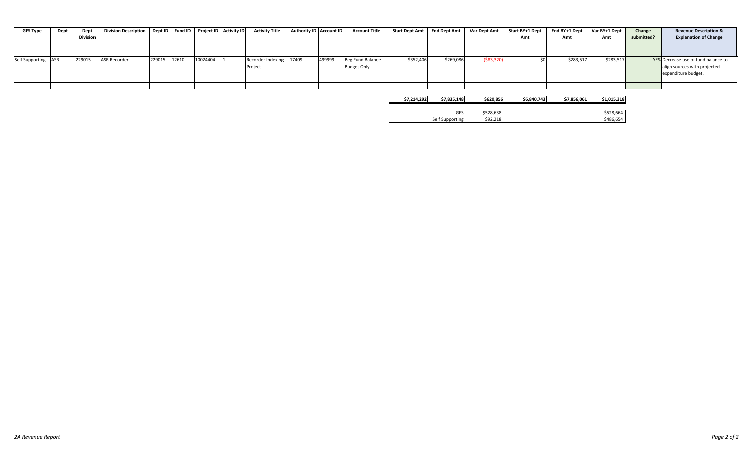| GFS Type | Dept | Dept Division | Division Description | Dept ID | Fund ID | Project ID | Activity ID | Activity Title | Authority ID | Account ID | Account Title | Start Dept Amt | End Dept Amt | Var Dept Amt | Start BY+1 Dept Amt | End BY+1 Dept Amt | Var BY+1 Dept Amt | Change submitted? | Revenue Description & Explanation of Change |
|---|---|---|---|---|---|---|---|---|---|---|---|---|---|---|---|---|---|---|---|
| Self Supporting | ASR | 229015 | ASR Recorder | 229015 | 12610 | 10024404 | 1 | Recorder Indexing Project | 17409 | 499999 | Beg Fund Balance - Budget Only | $352,406 | $269,086 | ($83,320) | $0 | $283,517 | $283,517 | YES | Decrease use of fund balance to align sources with projected expenditure budget. |
| | | | | | | | | | | | | | | | | | | | |

| Start Dept Amt | End Dept Amt | Var Dept Amt | Start BY+1 Dept Amt | End BY+1 Dept Amt | Var BY+1 Dept Amt |
|---|---|---|---|---|---|
| $7,214,292 | $7,835,148 | $620,856 | $6,840,743 | $7,856,061 | $1,015,318 |

| | Var Dept Amt | Var BY+1 Dept Amt |
|---|---|---|
| GFS | $528,638 | $528,664 |
| Self Supporting | $92,218 | $486,654 |

*2A Revenue Report*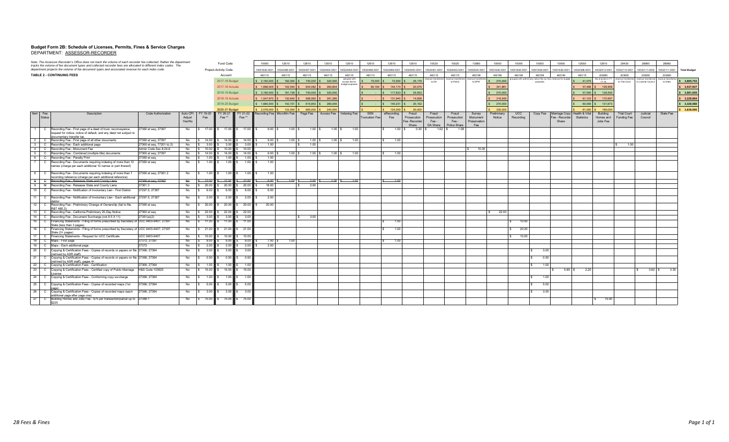# Budget Form 2B: Schedule of Licenses, Permits, Fines & Service Charges

DEPARTMENT: ASSESSOR-RECORDER

Note: The Assessor-Recorder's Office does not track the volume of each recorder fee collected. Rather the department tracks the volume of fee document types and collected recorder fees are allocated to different index codes. The department projects the volume of fee document types and associated revenue for each index code.

**TABLE 2 - CONTINUING FEES**

| Item | Fee Status | Description | Code Authorization | Auto CPI Adjust Yes/No | FY 19-20 Fee | FY 20-21 Fee ** | FY 21-22 Fee ** | Recording Fee | Microfilm Fee | Page Fee | Access Fee | Indexing Fee | SSN Truncation Fee | eRecording Fee | Fraud Prosecution Fee -Recorder Share | Fraud Prosecution Fee - DA Share | Fraud Prosecution Fee - Police Share | Survey Monument Preservation Fee | Preliminary Notice | UCC Recording | Copy Fee | Marriage Copy Fee - Recorder Share | Health & Vital Statistics | Building Homes and Jobs Fee | Trial Court Funding Fee | Judicial Council | State Fee | Total Budget |
|---|---|---|---|---|---|---|---|---|---|---|---|---|---|---|---|---|---|---|---|---|---|---|---|---|---|---|---|---|
| Fund Code | | | | | | | | 10000 | 12610 | 12610 | 12610 | 12610 | 12610 | 12610 | 12610 | 10020 | 10020 | 13980 | 10000 | 10000 | 10000 | 10000 | 12650 | 12610 | 29430 | 28960 | 28960 | |
| Project-Activity Code | | | | | | | | 10001636-0001 | 10024396-0001 | 10024397-0001 | 10024404-0001 | 10024404-0001 | 10022468-0001 | 10022469-0001 | 10024400-0001 | 10024401-0001 | 10024402-0001 | 10002004-0001 | 10001636-0001 | 10001636-0001 | 10001636-0001 | 10001636-0001 | 10024398-0001 | 10032513-0001 | 10032110-0001 | 10032111-0002 | 10032111-0001 | |
| Account | | | | | | | | 460115 | 460115 | 460115 | 460115 | 460115 | 460115 | 460115 | 460115 | 460115 | 460115 | 460199 | 460199 | 460199 | 460199 | 460199 | 460115 | 203680 | 203650 | 203690 | 203680 | |
| 2017-18 Budget | | | | | | | | $ 2,160,000 | $ 162,000 | $ 740,000 | $ 320,000 | grouped with access fee for budget purposes | $ 75,000 | $ 72,500 | $ 25,179 | revenue transferred to DA | revenue transferred to Police | revenue transferred to DPW | $ 270,000 | grouped with preliminary notice fee as non-revenue for budget purposes | | | $ 41,074 | fee enacted in FY 17-18 | revenue transferred to Trial Court | revenue transferred to Judicial Council | revenue transferred to State | $ 3,865,753 |
| 2017-18 Actuals | | | | | | | | $ 1,696,005 | $ 142,544 | $ 644,082 | $ 284,804 | | $ 80,164 | $ 144,174 | $ 20,075 | | | | $ 341,861 | | | | $ 57,468 | $ 126,959 | | | | $ 3,537,937 |
| 2018-19 Budget | | | | | | | | $ 2,160,000 | $ 161,739 | $ 740,000 | $ 320,000 | | $ - | $ 117,833 | $ 25,933 | | | | $ 270,000 | | | | $ 57,000 | $ 128,550 | | | | $ 3,981,055 |
| 2018-19 Actuals | | | | | | | | $ 1,547,970 | $ 130,842 | $ 588,560 | $ 261,280 | | $ - | $ 131,945 | $ 14,858 | | | | $ 319,549 | | | | $ 61,103 | $ 170,957 | | | | $ 3,226,064 |
| 2019-20 Budget | | | | | | | | $ 1,660,000 | $ 142,721 | $ 615,853 | $ 280,000 | | $ - | $ 140,231 | $ 20,102 | | | | $ 270,000 | | | | $ 60,000 | $ 131,673 | | | | $ 3,320,580 |
| 2020-21 Budget | | | | | | | | $ 2,076,000 | $ 123,000 | $ 685,000 | $ 245,000 | | $ - | $ 124,000 | $ 20,000 | | | | $ 335,000 | | | | $ 61,000 | $ 169,000 | | | | $ 3,838,000 |
| 1 | C | Recording Fee - First page of a deed of trust, reconveyance, request for notice, notice of default, and any deed not subject to documentary transfer tax. | 27360 et seq; 27397 | No | $ 17.00 | $ 17.00 | $ 17.00 | $ 9.00 | $ 1.00 | $ 1.00 | $ 1.00 | $ 1.00 | | $ 1.00 | $ 0.30 | $ 1.62 | $ 1.08 | | | | | | | | | | | |
| 2 | C | Recording Fee - First page of all other documents | 27360 et seq; 27397 | No | $ 14.00 | $ 14.00 | $ 14.00 | $ 9.00 | $ 1.00 | $ 1.00 | $ 1.00 | $ 1.00 | | $ 1.00 | | | | | | | | | | | | | | |
| 3 | C | Recording Fee - Each additional page | 27360 et seq, 77201 b) 2) | No | $ 3.00 | $ 3.00 | $ 3.00 | $ 1.00 | | $ 1.00 | | | | | | | | | | | | | | | $ 1.00 | | | |
| 4 | C | Recording Fee - Monument Fee | Admin Code Sec 8.24-6 | No | $ 10.00 | $ 10.00 | $ 10.00 | | | | | | | | | | | $ 10.00 | | | | | | | | | | |
| 5 | C | Recording Fee - Combined (multiple title) documents | 27360 et seq; 27397 | No | $ 14.00 | $ 14.00 | $ 14.00 | $ 9.00 | $ 1.00 | $ 1.00 | $ 1.00 | $ 1.00 | | $ 1.00 | | | | | | | | | | | | | | |
| 6 | C | Recording Fee - Penalty Print | 27360 et seq | No | $ 1.00 | $ 1.00 | $ 1.00 | $ 1.00 | | | | | | | | | | | | | | | | | | | | |
| 7 | C | Recording Fee - Documents requiring indexing of more than 10 names (charge per each additional 10 names or part thereof) | 27360 et seq | No | $ 1.00 | $ 1.00 | $ 1.00 | $ 1.00 | | | | | | | | | | | | | | | | | | | | |
| 8 | C | Recording Fee - Documents requiring indexing of more than 1 recording reference (charge per each additional reference) | 27360 et seq; 27361.2 | No | $ 1.00 | $ 1.00 | $ 1.00 | $ 1.00 | | | | | | | | | | | | | | | | | | | | |
| ~~9~~ | ~~C~~ | ~~Recording Fee - Releases State and County Liens~~ | ~~27360 et seq; 27397~~ | ~~No~~ | ~~$ 12.00~~ | ~~$ 12.00~~ | ~~$ 12.00~~ | ~~$ 6.00~~ | ~~$ 1.00~~ | ~~$ 2.00~~ | ~~$ 1.00~~ | ~~$ 1.00~~ | | ~~$ 1.00~~ | | | | | | | | | | | | | | |
| 9 | M | Recording Fee - Releases State and County Liens | 27361.3 | No | $ 20.00 | $ 20.00 | $ 20.00 | $ 18.00 | | $ 2.00 | | | | | | | | | | | | | | | | | | |
| 10 | C | Recording Fee - Notification of Involuntary Lien - First Debtor | 27297.5; 27387 | No | $ 6.00 | $ 6.00 | $ 6.00 | $ 6.00 | | | | | | | | | | | | | | | | | | | | |
| 11 | C | Recording Fee - Notification of Involuntary Lien - Each additional debtor | 27297.5; 27387 | No | $ 2.00 | $ 2.00 | $ 2.00 | $ 2.00 | | | | | | | | | | | | | | | | | | | | |
| 12 | C | Recording Fee - Preliminary Change of Ownership (fail to file, R&T 480.3) | 27360 et seq | No | $ 20.00 | $ 20.00 | $ 20.00 | $ 20.00 | | | | | | | | | | | | | | | | | | | | |
| 13 | C | Recording Fee - California Preliminary 20-Day Notice | 27360 et seq | No | $ 22.00 | $ 22.00 | $ 22.00 | | | | | | | | | | | | $ 22.00 | | | | | | | | | |
| 14 | C | Recording Fee - Document Surcharge (not 8.5 X 11) | 27361(a)(2) | No | $ 3.00 | $ 3.00 | $ 3.00 | | | $ 3.00 | | | | | | | | | | | | | | | | | | |
| 15 | C | Financing Statements - Filing of forms prescribed by Secretary of State (less than 3 pages) | UCC 9403-9407; 27397 | No | $ 11.00 | $ 11.00 | $ 11.00 | | | | | | | $ 1.00 | | | | | | $ 10.00 | | | | | | | | |
| 16 | C | Financing Statements - Filing of forms prescribed by Secretary of State (3+ pages) | UCC 9403-9407; 27397 | No | $ 21.00 | $ 21.00 | $ 21.00 | | | | | | | $ 1.00 | | | | | | $ 20.00 | | | | | | | | |
| 17 | C | Financing Statements - Request for UCC Certificate | UCC 9403-9407 | No | $ 10.00 | $ 10.00 | $ 10.00 | | | | | | | | | | | | | $ 10.00 | | | | | | | | |
| 18 | C | Maps - First page | 27372; 27397 | No | $ 9.00 | $ 9.00 | $ 9.00 | $ 7.00 | $ 1.00 | | | | | $ 1.00 | | | | | | | | | | | | | | |
| 19 | C | Maps - Each additional page | 27372 | No | $ 2.00 | $ 2.00 | $ 2.00 | $ 2.00 | | | | | | | | | | | | | | | | | | | | |
| 20 | C | Copying & Certification Fees - Copies of records or papers on file (retrived by ASR staff) | 27366; 27364 | No | $ 3.00 | $ 3.00 | $ 3.00 | | | | | | | | | | | | | | $ 3.00 | | | | | | | |
| 21 | C | Copying & Certification Fees - Copies of records or papers on file (retrived by ASR staff), pages 4+ | 27366; 27364 | No | $ 0.50 | $ 0.50 | $ 0.50 | | | | | | | | | | | | | | $ 0.50 | | | | | | | |
| 22 | C | Copying & Certification Fees - Certification | 27366; 27364 | No | $ 1.00 | $ 1.00 | $ 1.00 | | | | | | | | | | | | | | $ 1.00 | | | | | | | |
| 23 | C | Copying & Certification Fees - Certified copy of Public Marriage License | H&S Code 103625 | No | $ 15.00 | $ 15.00 | $ 15.00 | | | | | | | | | | | | | | | $ 5.85 | $ 2.20 | | | $ 3.60 | $ 3.35 | |
| 24 | C | Copying & Certification Fees - Conforming copy surcharge | 27366; 27364 | No | $ 1.00 | $ 1.00 | $ 1.00 | | | | | | | | | | | | | | $ 1.00 | | | | | | | |
| 25 | C | Copying & Certification Fees - Copies of recorded maps (1st page) | 27366; 27364 | No | $ 5.00 | $ 5.00 | $ 5.00 | | | | | | | | | | | | | | $ 5.00 | | | | | | | |
| 26 | C | Copying & Certification Fees - Copies of recorded maps (each additional page after page one) | 27366; 27364 | No | $ 3.00 | $ 3.00 | $ 3.00 | | | | | | | | | | | | | | $ 3.00 | | | | | | | |
| 27 | C | Building Homes and Jobs Fee - $75 per transaction/parcel up to $225 | 27388.1 | No | $ 75.00 | $ 75.00 | $ 75.00 | | | | | | | | | | | | | | | | | $ 75.00 | | | | |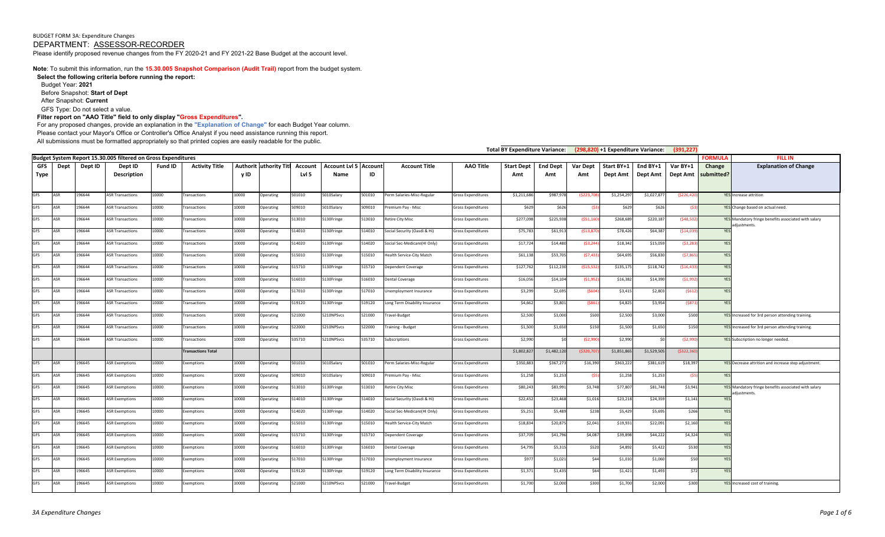BUDGET FORM 3A: Expenditure Changes

DEPARTMENT: ASSESSOR-RECORDER

Please identify proposed revenue changes from the FY 2020-21 and FY 2021-22 Base Budget at the account level.

**Note**: To submit this information, run the **15.30.005 Snapshot Comparison (Audit Trail)** report from the budget system.

**Select the following criteria before running the report:**

Budget Year: **2021**

Before Snapshot: **Start of Dept**

After Snapshot: **Current**

GFS Type: Do not select a value.

**Filter report on "AAO Title" field to only display "Gross Expenditures".**

For any proposed changes, provide an explanation in the **"Explanation of Change"** for each Budget Year column.

Please contact your Mayor's Office or Controller's Office Analyst if you need assistance running this report.

All submissions must be formatted appropriately so that printed copies are easily readable for the public.

**Total BY Expenditure Variance: (298,820) +1 Expenditure Variance: (391,227)**

Budget System Report 15.30.005 filtered on Gross Expenditures

| GFS Type | Dept | Dept ID | Dept ID Description | Fund ID | Activity Title | Authority ID | Authority Title | Account Lvl 5 | Account Lvl 5 Name | Account ID | Account Title | AAO Title | Start Dept Amt | End Dept Amt | Var Dept Amt | Start BY+1 Dept Amt | End BY+1 Dept Amt | Var BY+1 Dept Amt | Change submitted? | Explanation of Change |
|---|---|---|---|---|---|---|---|---|---|---|---|---|---|---|---|---|---|---|---|---|
| GFS | ASR | 196644 | ASR Transactions | 10000 | Transactions | 10000 | Operating | 501010 | 5010Salary | 501010 | Perm Salaries-Misc-Regular | Gross Expenditures | $1,211,686 | $987,978 | ($223,708) | $1,254,297 | $1,027,877 | ($226,420) | YES | Increase attrition |
| GFS | ASR | 196644 | ASR Transactions | 10000 | Transactions | 10000 | Operating | 509010 | 5010Salary | 509010 | Premium Pay - Misc | Gross Expenditures | $629 | $626 | ($3) | $629 | $626 | ($3) | YES | Change based on actual need. |
| GFS | ASR | 196644 | ASR Transactions | 10000 | Transactions | 10000 | Operating | 513010 | 5130Fringe | 513010 | Retire City Misc | Gross Expenditures | $277,098 | $225,938 | ($51,160) | $268,689 | $220,187 | ($48,502) | YES | Mandatory fringe benefits associated with salary adjustments. |
| GFS | ASR | 196644 | ASR Transactions | 10000 | Transactions | 10000 | Operating | 514010 | 5130Fringe | 514010 | Social Security (Oasdi & Hi) | Gross Expenditures | $75,783 | $61,913 | ($13,870) | $78,426 | $64,387 | ($14,039) | YES | |
| GFS | ASR | 196644 | ASR Transactions | 10000 | Transactions | 10000 | Operating | 514020 | 5130Fringe | 514020 | Social Sec-Medicare(HI Only) | Gross Expenditures | $17,724 | $14,480 | ($3,244) | $18,342 | $15,059 | ($3,283) | YES | |
| GFS | ASR | 196644 | ASR Transactions | 10000 | Transactions | 10000 | Operating | 515010 | 5130Fringe | 515010 | Health Service-City Match | Gross Expenditures | $61,138 | $53,705 | ($7,433) | $64,695 | $56,830 | ($7,865) | YES | |
| GFS | ASR | 196644 | ASR Transactions | 10000 | Transactions | 10000 | Operating | 515710 | 5130Fringe | 515710 | Dependent Coverage | Gross Expenditures | $127,762 | $112,230 | ($15,532) | $135,175 | $118,742 | ($16,433) | YES | |
| GFS | ASR | 196644 | ASR Transactions | 10000 | Transactions | 10000 | Operating | 516010 | 5130Fringe | 516010 | Dental Coverage | Gross Expenditures | $16,056 | $14,104 | ($1,952) | $16,382 | $14,390 | ($1,992) | YES | |
| GFS | ASR | 196644 | ASR Transactions | 10000 | Transactions | 10000 | Operating | 517010 | 5130Fringe | 517010 | Unemployment Insurance | Gross Expenditures | $3,299 | $2,695 | ($604) | $3,415 | $2,803 | ($612) | YES | |
| GFS | ASR | 196644 | ASR Transactions | 10000 | Transactions | 10000 | Operating | 519120 | 5130Fringe | 519120 | Long Term Disability Insurance | Gross Expenditures | $4,662 | $3,801 | ($861) | $4,825 | $3,954 | ($871) | YES | |
| GFS | ASR | 196644 | ASR Transactions | 10000 | Transactions | 10000 | Operating | 521000 | 5210NPSvcs | 521000 | Travel-Budget | Gross Expenditures | $2,500 | $3,000 | $500 | $2,500 | $3,000 | $500 | YES | Increased for 3rd person attending training. |
| GFS | ASR | 196644 | ASR Transactions | 10000 | Transactions | 10000 | Operating | 522000 | 5210NPSvcs | 522000 | Training - Budget | Gross Expenditures | $1,500 | $1,650 | $150 | $1,500 | $1,650 | $150 | YES | Increased for 3rd person attending training. |
| GFS | ASR | 196644 | ASR Transactions | 10000 | Transactions | 10000 | Operating | 535710 | 5210NPSvcs | 535710 | Subscriptions | Gross Expenditures | $2,990 | $0 | ($2,990) | $2,990 | $0 | ($2,990) | YES | Subscription no longer needed. |
| | | | | | Transactions Total | | | | | | | | $1,802,827 | $1,482,120 | ($320,707) | $1,851,865 | $1,529,505 | ($322,360) | | |
| GFS | ASR | 196645 | ASR Exemptions | 10000 | Exemptions | 10000 | Operating | 501010 | 5010Salary | 501010 | Perm Salaries-Misc-Regular | Gross Expenditures | $350,883 | $367,273 | $16,390 | $363,222 | $381,619 | $18,397 | YES | Decrease attrition and increase step adjustment. |
| GFS | ASR | 196645 | ASR Exemptions | 10000 | Exemptions | 10000 | Operating | 509010 | 5010Salary | 509010 | Premium Pay - Misc | Gross Expenditures | $1,258 | $1,253 | ($5) | $1,258 | $1,253 | ($5) | YES | |
| GFS | ASR | 196645 | ASR Exemptions | 10000 | Exemptions | 10000 | Operating | 513010 | 5130Fringe | 513010 | Retire City Misc | Gross Expenditures | $80,243 | $83,991 | $3,748 | $77,807 | $81,748 | $3,941 | YES | Mandatory fringe benefits associated with salary adjustments. |
| GFS | ASR | 196645 | ASR Exemptions | 10000 | Exemptions | 10000 | Operating | 514010 | 5130Fringe | 514010 | Social Security (Oasdi & Hi) | Gross Expenditures | $22,452 | $23,468 | $1,016 | $23,218 | $24,359 | $1,141 | YES | |
| GFS | ASR | 196645 | ASR Exemptions | 10000 | Exemptions | 10000 | Operating | 514020 | 5130Fringe | 514020 | Social Sec-Medicare(HI Only) | Gross Expenditures | $5,251 | $5,489 | $238 | $5,429 | $5,695 | $266 | YES | |
| GFS | ASR | 196645 | ASR Exemptions | 10000 | Exemptions | 10000 | Operating | 515010 | 5130Fringe | 515010 | Health Service-City Match | Gross Expenditures | $18,834 | $20,875 | $2,041 | $19,931 | $22,091 | $2,160 | YES | |
| GFS | ASR | 196645 | ASR Exemptions | 10000 | Exemptions | 10000 | Operating | 515710 | 5130Fringe | 515710 | Dependent Coverage | Gross Expenditures | $37,709 | $41,796 | $4,087 | $39,898 | $44,222 | $4,324 | YES | |
| GFS | ASR | 196645 | ASR Exemptions | 10000 | Exemptions | 10000 | Operating | 516010 | 5130Fringe | 516010 | Dental Coverage | Gross Expenditures | $4,795 | $5,315 | $520 | $4,892 | $5,422 | $530 | YES | |
| GFS | ASR | 196645 | ASR Exemptions | 10000 | Exemptions | 10000 | Operating | 517010 | 5130Fringe | 517010 | Unemployment Insurance | Gross Expenditures | $977 | $1,021 | $44 | $1,010 | $1,060 | $50 | YES | |
| GFS | ASR | 196645 | ASR Exemptions | 10000 | Exemptions | 10000 | Operating | 519120 | 5130Fringe | 519120 | Long Term Disability Insurance | Gross Expenditures | $1,371 | $1,435 | $64 | $1,421 | $1,493 | $72 | YES | |
| GFS | ASR | 196645 | ASR Exemptions | 10000 | Exemptions | 10000 | Operating | 521000 | 5210NPSvcs | 521000 | Travel-Budget | Gross Expenditures | $1,700 | $2,000 | $300 | $1,700 | $2,000 | $300 | YES | Increased cost of training. |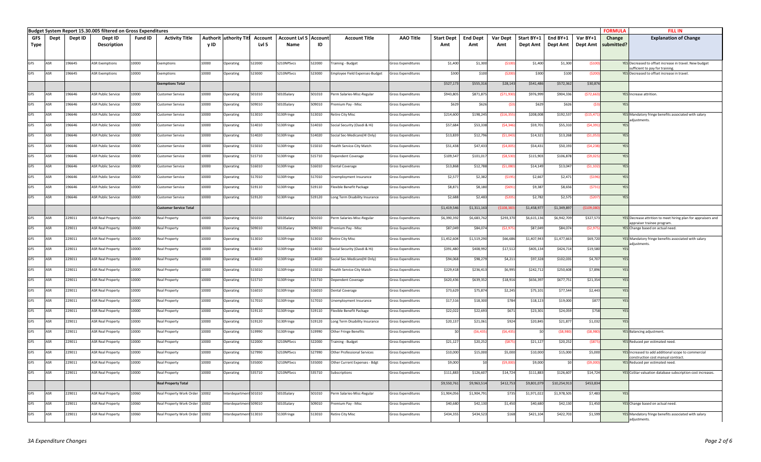## Budget System Report 15.30.005 filtered on Gross Expenditures

| GFS Type | Dept | Dept ID | Dept ID Description | Fund ID | Activity Title | Authority ID | Authority Title | Account Lvl 5 | Account Lvl 5 Name | Account ID | Account Title | AAO Title | Start Dept Amt | End Dept Amt | Var Dept Amt | Start BY+1 Dept Amt | End BY+1 Dept Amt | Var BY+1 Dept Amt | FORMULA Change submitted? | FILL IN Explanation of Change |
|---|---|---|---|---|---|---|---|---|---|---|---|---|---|---|---|---|---|---|---|---|
| GFS | ASR | 196645 | ASR Exemptions | 10000 | Exemptions | 10000 | Operating | 522000 | 5210NPSvcs | 522000 | Training - Budget | Gross Expenditures | $1,400 | $1,300 | ($100) | $1,400 | $1,300 | ($100) | YES | Decreased to offset increase in travel. New budget sufficient to pay for training. |
| GFS | ASR | 196645 | ASR Exemptions | 10000 | Exemptions | 10000 | Operating | 523000 | 5210NPSvcs | 523000 | Employee Field Expenses-Budget | Gross Expenditures | $300 | $100 | ($200) | $300 | $100 | ($200) | YES | Decreased to offset increase in travel. |
| | | | | | Exemptions Total | | | | | | | | $527,173 | $555,316 | $28,143 | $541,486 | $572,362 | $30,876 | | |
| GFS | ASR | 196646 | ASR Public Service | 10000 | Customer Service | 10000 | Operating | 501010 | 5010Salary | 501010 | Perm Salaries-Misc-Regular | Gross Expenditures | $943,805 | $871,875 | ($71,930) | $976,999 | $904,336 | ($72,663) | YES | Increase attrition. |
| GFS | ASR | 196646 | ASR Public Service | 10000 | Customer Service | 10000 | Operating | 509010 | 5010Salary | 509010 | Premium Pay - Misc | Gross Expenditures | $629 | $626 | ($3) | $629 | $626 | ($3) | YES | |
| GFS | ASR | 196646 | ASR Public Service | 10000 | Customer Service | 10000 | Operating | 513010 | 5130Fringe | 513010 | Retire City Misc | Gross Expenditures | $214,600 | $198,245 | ($16,355) | $208,008 | $192,537 | ($15,471) | YES | Mandatory fringe benefits associated with salary adjustments. |
| GFS | ASR | 196646 | ASR Public Service | 10000 | Customer Service | 10000 | Operating | 514010 | 5130Fringe | 514010 | Social Security (Oasdi & Hi) | Gross Expenditures | $57,684 | $53,338 | ($4,346) | $59,701 | $55,310 | ($4,391) | YES | |
| GFS | ASR | 196646 | ASR Public Service | 10000 | Customer Service | 10000 | Operating | 514020 | 5130Fringe | 514020 | Social Sec-Medicare(HI Only) | Gross Expenditures | $13,839 | $12,796 | ($1,043) | $14,321 | $13,268 | ($1,053) | YES | |
| GFS | ASR | 196646 | ASR Public Service | 10000 | Customer Service | 10000 | Operating | 515010 | 5130Fringe | 515010 | Health Service-City Match | Gross Expenditures | $51,438 | $47,433 | ($4,005) | $54,431 | $50,193 | ($4,238) | YES | |
| GFS | ASR | 196646 | ASR Public Service | 10000 | Customer Service | 10000 | Operating | 515710 | 5130Fringe | 515710 | Dependent Coverage | Gross Expenditures | $109,547 | $101,017 | ($8,530) | $115,903 | $106,878 | ($9,025) | YES | |
| GFS | ASR | 196646 | ASR Public Service | 10000 | Customer Service | 10000 | Operating | 516010 | 5130Fringe | 516010 | Dental Coverage | Gross Expenditures | $13,868 | $12,788 | ($1,080) | $14,149 | $13,047 | ($1,102) | YES | |
| GFS | ASR | 196646 | ASR Public Service | 10000 | Customer Service | 10000 | Operating | 517010 | 5130Fringe | 517010 | Unemployment Insurance | Gross Expenditures | $2,577 | $2,382 | ($195) | $2,667 | $2,471 | ($196) | YES | |
| GFS | ASR | 196646 | ASR Public Service | 10000 | Customer Service | 10000 | Operating | 519110 | 5130Fringe | 519110 | Flexible Benefit Package | Gross Expenditures | $8,871 | $8,180 | ($691) | $9,387 | $8,656 | ($731) | YES | |
| GFS | ASR | 196646 | ASR Public Service | 10000 | Customer Service | 10000 | Operating | 519120 | 5130Fringe | 519120 | Long Term Disability Insurance | Gross Expenditures | $2,688 | $2,483 | ($205) | $2,782 | $2,575 | ($207) | YES | |
| | | | | | Customer Service Total | | | | | | | | $1,419,546 | $1,311,163 | ($108,383) | $1,458,977 | $1,349,897 | ($109,080) | | |
| GFS | ASR | 229011 | ASR Real Property | 10000 | Real Property | 10000 | Operating | 501010 | 5010Salary | 501010 | Perm Salaries-Misc-Regular | Gross Expenditures | $6,390,392 | $6,683,762 | $293,370 | $6,615,136 | $6,942,709 | $327,573 | YES | Decrease attrition to meet hiring plan for appraisers and appraiser trainee program. |
| GFS | ASR | 229011 | ASR Real Property | 10000 | Real Property | 10000 | Operating | 509010 | 5010Salary | 509010 | Premium Pay - Misc | Gross Expenditures | $87,049 | $84,074 | ($2,975) | $87,049 | $84,074 | ($2,975) | YES | Change based on actual need. |
| GFS | ASR | 229011 | ASR Real Property | 10000 | Real Property | 10000 | Operating | 513010 | 5130Fringe | 513010 | Retire City Misc | Gross Expenditures | $1,452,604 | $1,519,290 | $66,686 | $1,407,943 | $1,477,663 | $69,720 | YES | Mandatory fringe benefits associated with salary adjustments. |
| GFS | ASR | 229011 | ASR Real Property | 10000 | Real Property | 10000 | Operating | 514010 | 5130Fringe | 514010 | Social Security (Oasdi & Hi) | Gross Expenditures | $391,480 | $408,992 | $17,512 | $405,134 | $424,714 | $19,580 | YES | |
| GFS | ASR | 229011 | ASR Real Property | 10000 | Real Property | 10000 | Operating | 514020 | 5130Fringe | 514020 | Social Sec-Medicare(HI Only) | Gross Expenditures | $94,068 | $98,279 | $4,211 | $97,328 | $102,035 | $4,707 | YES | |
| GFS | ASR | 229011 | ASR Real Property | 10000 | Real Property | 10000 | Operating | 515010 | 5130Fringe | 515010 | Health Service-City Match | Gross Expenditures | $229,418 | $236,413 | $6,995 | $242,712 | $250,608 | $7,896 | YES | |
| GFS | ASR | 229011 | ASR Real Property | 10000 | Real Property | 10000 | Operating | 515710 | 5130Fringe | 515710 | Dependent Coverage | Gross Expenditures | $620,436 | $639,352 | $18,916 | $656,397 | $677,751 | $21,354 | YES | |
| GFS | ASR | 229011 | ASR Real Property | 10000 | Real Property | 10000 | Operating | 516010 | 5130Fringe | 516010 | Dental Coverage | Gross Expenditures | $73,629 | $75,874 | $2,245 | $75,101 | $77,544 | $2,443 | YES | |
| GFS | ASR | 229011 | ASR Real Property | 10000 | Real Property | 10000 | Operating | 517010 | 5130Fringe | 517010 | Unemployment Insurance | Gross Expenditures | $17,516 | $18,300 | $784 | $18,123 | $19,000 | $877 | YES | |
| GFS | ASR | 229011 | ASR Real Property | 10000 | Real Property | 10000 | Operating | 519110 | 5130Fringe | 519110 | Flexible Benefit Package | Gross Expenditures | $22,022 | $22,693 | $671 | $23,301 | $24,059 | $758 | YES | |
| GFS | ASR | 229011 | ASR Real Property | 10000 | Real Property | 10000 | Operating | 519120 | 5130Fringe | 519120 | Long Term Disability Insurance | Gross Expenditures | $20,137 | $21,061 | $924 | $20,845 | $21,877 | $1,032 | YES | |
| GFS | ASR | 229011 | ASR Real Property | 10000 | Real Property | 10000 | Operating | 519990 | 5130Fringe | 519990 | Other Fringe Benefits | Gross Expenditures | $0 | ($6,435) | ($6,435) | $0 | ($8,980) | ($8,980) | YES | Balancing adjustment. |
| GFS | ASR | 229011 | ASR Real Property | 10000 | Real Property | 10000 | Operating | 522000 | 5210NPSvcs | 522000 | Training - Budget | Gross Expenditures | $21,127 | $20,252 | ($875) | $21,127 | $20,252 | ($875) | YES | Reduced per estimated need. |
| GFS | ASR | 229011 | ASR Real Property | 10000 | Real Property | 10000 | Operating | 527990 | 5210NPSvcs | 527990 | Other Professional Services | Gross Expenditures | $10,000 | $15,000 | $5,000 | $10,000 | $15,000 | $5,000 | YES | Increased to add additional scope to commercial construction cost manual contract. |
| GFS | ASR | 229011 | ASR Real Property | 10000 | Real Property | 10000 | Operating | 535000 | 5210NPSvcs | 535000 | Other Current Expenses - Bdgt | Gross Expenditures | $9,000 | $0 | ($9,000) | $9,000 | $0 | ($9,000) | YES | Reduced per estimated need. |
| GFS | ASR | 229011 | ASR Real Property | 10000 | Real Property | 10000 | Operating | 535710 | 5210NPSvcs | 535710 | Subscriptions | Gross Expenditures | $111,883 | $126,607 | $14,724 | $111,883 | $126,607 | $14,724 | YES | CoStar valuation database subscription cost increases. |
| | | | | | Real Property Total | | | | | | | | $9,550,761 | $9,963,514 | $412,753 | $9,801,079 | $10,254,913 | $453,834 | | |
| GFS | ASR | 229011 | ASR Real Property | 10060 | Real Property Work Order | 10002 | Interdepartment | 501010 | 5010Salary | 501010 | Perm Salaries-Misc-Regular | Gross Expenditures | $1,904,056 | $1,904,791 | $735 | $1,971,022 | $1,978,505 | $7,483 | YES | |
| GFS | ASR | 229011 | ASR Real Property | 10060 | Real Property Work Order | 10002 | Interdepartment | 509010 | 5010Salary | 509010 | Premium Pay - Misc | Gross Expenditures | $40,680 | $42,130 | $1,450 | $40,680 | $42,130 | $1,450 | YES | Change based on actual need. |
| GFS | ASR | 229011 | ASR Real Property | 10060 | Real Property Work Order | 10002 | Interdepartment | 513010 | 5130Fringe | 513010 | Retire City Misc | Gross Expenditures | $434,355 | $434,523 | $168 | $421,104 | $422,703 | $1,599 | YES | Mandatory fringe benefits associated with salary adjustments. |

*3A Expenditure Changes*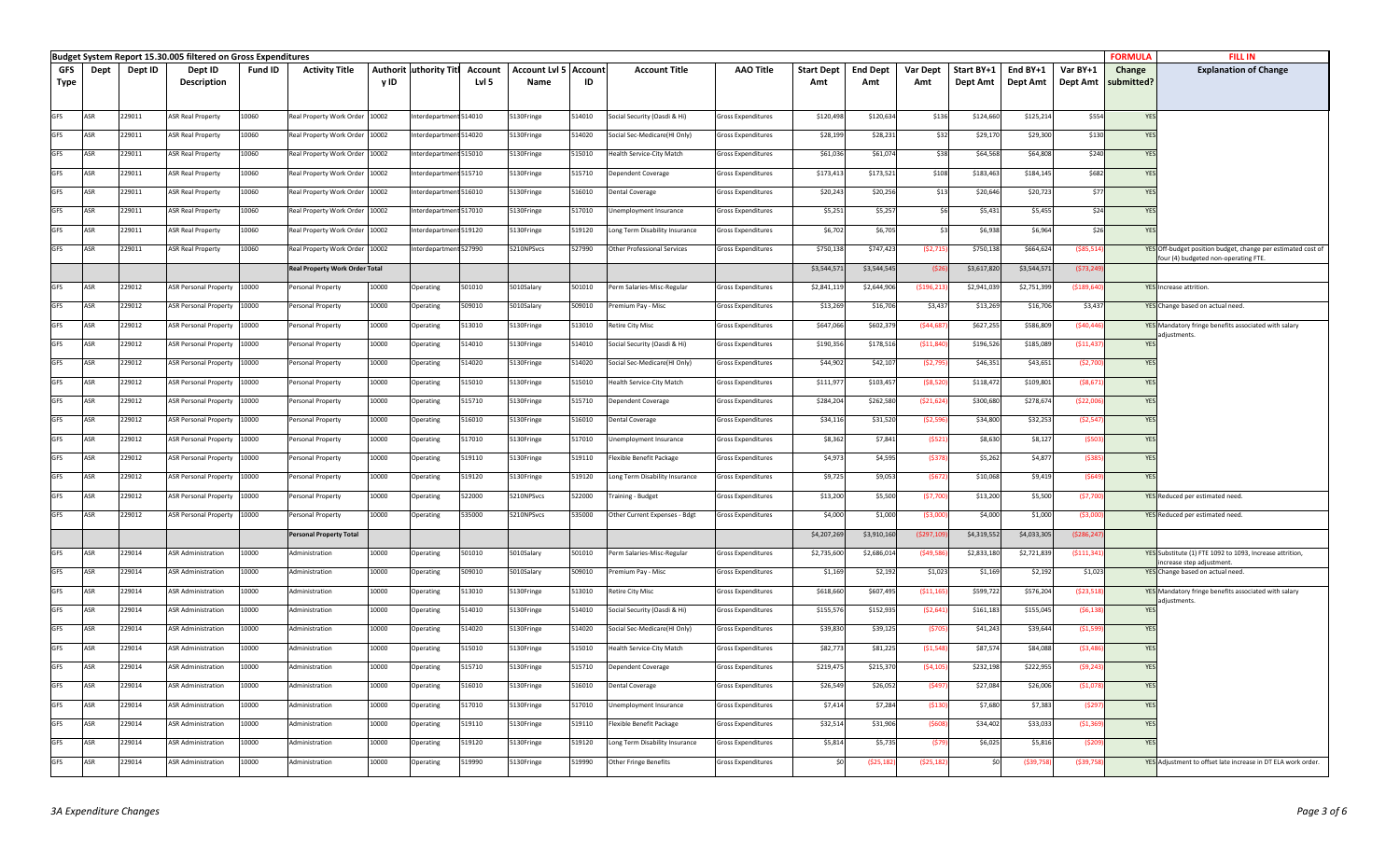**Budget System Report 15.30.005 filtered on Gross Expenditures**

| GFS Type | Dept | Dept ID | Dept ID Description | Fund ID | Activity Title | Authority ID | Authority Title | Account Lvl 5 | Account Lvl 5 Name | Account ID | Account Title | AAO Title | Start Dept Amt | End Dept Amt | Var Dept Amt | Start BY+1 Dept Amt | End BY+1 Dept Amt | Var BY+1 Dept Amt | FORMULA Change submitted? | FILL IN Explanation of Change |
|---|---|---|---|---|---|---|---|---|---|---|---|---|---|---|---|---|---|---|---|---|
| GFS | ASR | 229011 | ASR Real Property | 10060 | Real Property Work Order | 10002 | Interdepartment | 514010 | 5130Fringe | 514010 | Social Security (Oasdi & Hi) | Gross Expenditures | $120,498 | $120,634 | $136 | $124,660 | $125,214 | $554 | YES | |
| GFS | ASR | 229011 | ASR Real Property | 10060 | Real Property Work Order | 10002 | Interdepartment | 514020 | 5130Fringe | 514020 | Social Sec-Medicare(HI Only) | Gross Expenditures | $28,199 | $28,231 | $32 | $29,170 | $29,300 | $130 | YES | |
| GFS | ASR | 229011 | ASR Real Property | 10060 | Real Property Work Order | 10002 | Interdepartment | 515010 | 5130Fringe | 515010 | Health Service-City Match | Gross Expenditures | $61,036 | $61,074 | $38 | $64,568 | $64,808 | $240 | YES | |
| GFS | ASR | 229011 | ASR Real Property | 10060 | Real Property Work Order | 10002 | Interdepartment | 515710 | 5130Fringe | 515710 | Dependent Coverage | Gross Expenditures | $173,413 | $173,521 | $108 | $183,463 | $184,145 | $682 | YES | |
| GFS | ASR | 229011 | ASR Real Property | 10060 | Real Property Work Order | 10002 | Interdepartment | 516010 | 5130Fringe | 516010 | Dental Coverage | Gross Expenditures | $20,243 | $20,256 | $13 | $20,646 | $20,723 | $77 | YES | |
| GFS | ASR | 229011 | ASR Real Property | 10060 | Real Property Work Order | 10002 | Interdepartment | 517010 | 5130Fringe | 517010 | Unemployment Insurance | Gross Expenditures | $5,251 | $5,257 | $6 | $5,431 | $5,455 | $24 | YES | |
| GFS | ASR | 229011 | ASR Real Property | 10060 | Real Property Work Order | 10002 | Interdepartment | 519120 | 5130Fringe | 519120 | Long Term Disability Insurance | Gross Expenditures | $6,702 | $6,705 | $3 | $6,938 | $6,964 | $26 | YES | |
| GFS | ASR | 229011 | ASR Real Property | 10060 | Real Property Work Order | 10002 | Interdepartment | 527990 | 5210NPSvcs | 527990 | Other Professional Services | Gross Expenditures | $750,138 | $747,423 | ($2,715) | $750,138 | $664,624 | ($85,514) | YES | Off-budget position budget, change per estimated cost of four (4) budgeted non-operating FTE. |
| | | | | | Real Property Work Order Total | | | | | | | | $3,544,571 | $3,544,545 | ($26) | $3,617,820 | $3,544,571 | ($73,249) | | |
| GFS | ASR | 229012 | ASR Personal Property | 10000 | Personal Property | 10000 | Operating | 501010 | 5010Salary | 501010 | Perm Salaries-Misc-Regular | Gross Expenditures | $2,841,119 | $2,644,906 | ($196,213) | $2,941,039 | $2,751,399 | ($189,640) | YES | Increase attrition. |
| GFS | ASR | 229012 | ASR Personal Property | 10000 | Personal Property | 10000 | Operating | 509010 | 5010Salary | 509010 | Premium Pay - Misc | Gross Expenditures | $13,269 | $16,706 | $3,437 | $13,269 | $16,706 | $3,437 | YES | Change based on actual need. |
| GFS | ASR | 229012 | ASR Personal Property | 10000 | Personal Property | 10000 | Operating | 513010 | 5130Fringe | 513010 | Retire City Misc | Gross Expenditures | $647,066 | $602,379 | ($44,687) | $627,255 | $586,809 | ($40,446) | YES | Mandatory fringe benefits associated with salary adjustments. |
| GFS | ASR | 229012 | ASR Personal Property | 10000 | Personal Property | 10000 | Operating | 514010 | 5130Fringe | 514010 | Social Security (Oasdi & Hi) | Gross Expenditures | $190,356 | $178,516 | ($11,840) | $196,526 | $185,089 | ($11,437) | YES | |
| GFS | ASR | 229012 | ASR Personal Property | 10000 | Personal Property | 10000 | Operating | 514020 | 5130Fringe | 514020 | Social Sec-Medicare(HI Only) | Gross Expenditures | $44,902 | $42,107 | ($2,795) | $46,351 | $43,651 | ($2,700) | YES | |
| GFS | ASR | 229012 | ASR Personal Property | 10000 | Personal Property | 10000 | Operating | 515010 | 5130Fringe | 515010 | Health Service-City Match | Gross Expenditures | $111,977 | $103,457 | ($8,520) | $118,472 | $109,801 | ($8,671) | YES | |
| GFS | ASR | 229012 | ASR Personal Property | 10000 | Personal Property | 10000 | Operating | 515710 | 5130Fringe | 515710 | Dependent Coverage | Gross Expenditures | $284,204 | $262,580 | ($21,624) | $300,680 | $278,674 | ($22,006) | YES | |
| GFS | ASR | 229012 | ASR Personal Property | 10000 | Personal Property | 10000 | Operating | 516010 | 5130Fringe | 516010 | Dental Coverage | Gross Expenditures | $34,116 | $31,520 | ($2,596) | $34,800 | $32,253 | ($2,547) | YES | |
| GFS | ASR | 229012 | ASR Personal Property | 10000 | Personal Property | 10000 | Operating | 517010 | 5130Fringe | 517010 | Unemployment Insurance | Gross Expenditures | $8,362 | $7,841 | ($521) | $8,630 | $8,127 | ($503) | YES | |
| GFS | ASR | 229012 | ASR Personal Property | 10000 | Personal Property | 10000 | Operating | 519110 | 5130Fringe | 519110 | Flexible Benefit Package | Gross Expenditures | $4,973 | $4,595 | ($378) | $5,262 | $4,877 | ($385) | YES | |
| GFS | ASR | 229012 | ASR Personal Property | 10000 | Personal Property | 10000 | Operating | 519120 | 5130Fringe | 519120 | Long Term Disability Insurance | Gross Expenditures | $9,725 | $9,053 | ($672) | $10,068 | $9,419 | ($649) | YES | |
| GFS | ASR | 229012 | ASR Personal Property | 10000 | Personal Property | 10000 | Operating | 522000 | 5210NPSvcs | 522000 | Training - Budget | Gross Expenditures | $13,200 | $5,500 | ($7,700) | $13,200 | $5,500 | ($7,700) | YES | Reduced per estimated need. |
| GFS | ASR | 229012 | ASR Personal Property | 10000 | Personal Property | 10000 | Operating | 535000 | 5210NPSvcs | 535000 | Other Current Expenses - Bdgt | Gross Expenditures | $4,000 | $1,000 | ($3,000) | $4,000 | $1,000 | ($3,000) | YES | Reduced per estimated need. |
| | | | | | Personal Property Total | | | | | | | | $4,207,269 | $3,910,160 | ($297,109) | $4,319,552 | $4,033,305 | ($286,247) | | |
| GFS | ASR | 229014 | ASR Administration | 10000 | Administration | 10000 | Operating | 501010 | 5010Salary | 501010 | Perm Salaries-Misc-Regular | Gross Expenditures | $2,735,600 | $2,686,014 | ($49,586) | $2,833,180 | $2,721,839 | ($111,341) | YES | Substitute (1) FTE 1092 to 1093, Increase attrition, increase step adjustment. |
| GFS | ASR | 229014 | ASR Administration | 10000 | Administration | 10000 | Operating | 509010 | 5010Salary | 509010 | Premium Pay - Misc | Gross Expenditures | $1,169 | $2,192 | $1,023 | $1,169 | $2,192 | $1,023 | YES | Change based on actual need. |
| GFS | ASR | 229014 | ASR Administration | 10000 | Administration | 10000 | Operating | 513010 | 5130Fringe | 513010 | Retire City Misc | Gross Expenditures | $618,660 | $607,495 | ($11,165) | $599,722 | $576,204 | ($23,518) | YES | Mandatory fringe benefits associated with salary adjustments. |
| GFS | ASR | 229014 | ASR Administration | 10000 | Administration | 10000 | Operating | 514010 | 5130Fringe | 514010 | Social Security (Oasdi & Hi) | Gross Expenditures | $155,576 | $152,935 | ($2,641) | $161,183 | $155,045 | ($6,138) | YES | |
| GFS | ASR | 229014 | ASR Administration | 10000 | Administration | 10000 | Operating | 514020 | 5130Fringe | 514020 | Social Sec-Medicare(HI Only) | Gross Expenditures | $39,830 | $39,125 | ($705) | $41,243 | $39,644 | ($1,599) | YES | |
| GFS | ASR | 229014 | ASR Administration | 10000 | Administration | 10000 | Operating | 515010 | 5130Fringe | 515010 | Health Service-City Match | Gross Expenditures | $82,773 | $81,225 | ($1,548) | $87,574 | $84,088 | ($3,486) | YES | |
| GFS | ASR | 229014 | ASR Administration | 10000 | Administration | 10000 | Operating | 515710 | 5130Fringe | 515710 | Dependent Coverage | Gross Expenditures | $219,475 | $215,370 | ($4,105) | $232,198 | $222,955 | ($9,243) | YES | |
| GFS | ASR | 229014 | ASR Administration | 10000 | Administration | 10000 | Operating | 516010 | 5130Fringe | 516010 | Dental Coverage | Gross Expenditures | $26,549 | $26,052 | ($497) | $27,084 | $26,006 | ($1,078) | YES | |
| GFS | ASR | 229014 | ASR Administration | 10000 | Administration | 10000 | Operating | 517010 | 5130Fringe | 517010 | Unemployment Insurance | Gross Expenditures | $7,414 | $7,284 | ($130) | $7,680 | $7,383 | ($297) | YES | |
| GFS | ASR | 229014 | ASR Administration | 10000 | Administration | 10000 | Operating | 519110 | 5130Fringe | 519110 | Flexible Benefit Package | Gross Expenditures | $32,514 | $31,906 | ($608) | $34,402 | $33,033 | ($1,369) | YES | |
| GFS | ASR | 229014 | ASR Administration | 10000 | Administration | 10000 | Operating | 519120 | 5130Fringe | 519120 | Long Term Disability Insurance | Gross Expenditures | $5,814 | $5,735 | ($79) | $6,025 | $5,816 | ($209) | YES | |
| GFS | ASR | 229014 | ASR Administration | 10000 | Administration | 10000 | Operating | 519990 | 5130Fringe | 519990 | Other Fringe Benefits | Gross Expenditures | $0 | ($25,182) | ($25,182) | $0 | ($39,758) | ($39,758) | YES | Adjustment to offset late increase in DT ELA work order. |

3A Expenditure Changes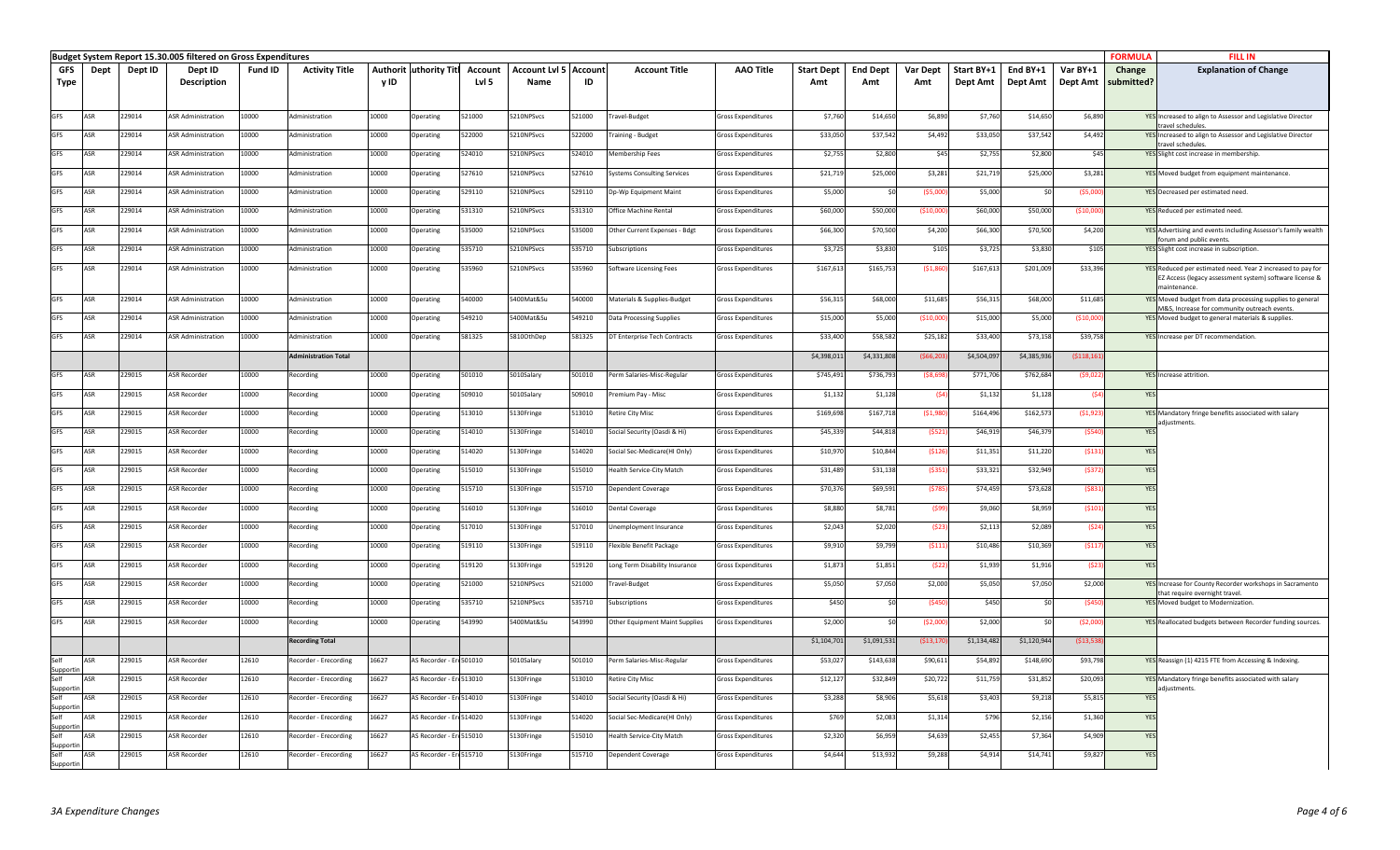**Budget System Report 15.30.005 filtered on Gross Expenditures**

| GFS Type | Dept | Dept ID | Dept ID Description | Fund ID | Activity Title | Authority ID | Authority Title | Account Lvl 5 | Account Lvl 5 Name | Account ID | Account Title | AAO Title | Start Dept Amt | End Dept Amt | Var Dept Amt | Start BY+1 Dept Amt | End BY+1 Dept Amt | Var BY+1 Dept Amt | FORMULA Change submitted? | FILL IN Explanation of Change |
|---|---|---|---|---|---|---|---|---|---|---|---|---|---|---|---|---|---|---|---|---|
| GFS | ASR | 229014 | ASR Administration | 10000 | Administration | 10000 | Operating | 521000 | 5210NPSvcs | 521000 | Travel-Budget | Gross Expenditures | $7,760 | $14,650 | $6,890 | $7,760 | $14,650 | $6,890 | YES | Increased to align to Assessor and Legislative Director travel schedules. |
| GFS | ASR | 229014 | ASR Administration | 10000 | Administration | 10000 | Operating | 522000 | 5210NPSvcs | 522000 | Training - Budget | Gross Expenditures | $33,050 | $37,542 | $4,492 | $33,050 | $37,542 | $4,492 | YES | Increased to align to Assessor and Legislative Director travel schedules. |
| GFS | ASR | 229014 | ASR Administration | 10000 | Administration | 10000 | Operating | 524010 | 5210NPSvcs | 524010 | Membership Fees | Gross Expenditures | $2,755 | $2,800 | $45 | $2,755 | $2,800 | $45 | YES | Slight cost increase in membership. |
| GFS | ASR | 229014 | ASR Administration | 10000 | Administration | 10000 | Operating | 527610 | 5210NPSvcs | 527610 | Systems Consulting Services | Gross Expenditures | $21,719 | $25,000 | $3,281 | $21,719 | $25,000 | $3,281 | YES | Moved budget from equipment maintenance. |
| GFS | ASR | 229014 | ASR Administration | 10000 | Administration | 10000 | Operating | 529110 | 5210NPSvcs | 529110 | Dp-Wp Equipment Maint | Gross Expenditures | $5,000 | $0 | ($5,000) | $5,000 | $0 | ($5,000) | YES | Decreased per estimated need. |
| GFS | ASR | 229014 | ASR Administration | 10000 | Administration | 10000 | Operating | 531310 | 5210NPSvcs | 531310 | Office Machine Rental | Gross Expenditures | $60,000 | $50,000 | ($10,000) | $60,000 | $50,000 | ($10,000) | YES | Reduced per estimated need. |
| GFS | ASR | 229014 | ASR Administration | 10000 | Administration | 10000 | Operating | 535000 | 5210NPSvcs | 535000 | Other Current Expenses - Bdgt | Gross Expenditures | $66,300 | $70,500 | $4,200 | $66,300 | $70,500 | $4,200 | YES | Advertising and events including Assessor's family wealth forum and public events. |
| GFS | ASR | 229014 | ASR Administration | 10000 | Administration | 10000 | Operating | 535710 | 5210NPSvcs | 535710 | Subscriptions | Gross Expenditures | $3,725 | $3,830 | $105 | $3,725 | $3,830 | $105 | YES | Slight cost increase in subscription. |
| GFS | ASR | 229014 | ASR Administration | 10000 | Administration | 10000 | Operating | 535960 | 5210NPSvcs | 535960 | Software Licensing Fees | Gross Expenditures | $167,613 | $165,753 | ($1,860) | $167,613 | $201,009 | $33,396 | YES | Reduced per estimated need. Year 2 increased to pay for EZ Access (legacy assessment system) software license & maintenance. |
| GFS | ASR | 229014 | ASR Administration | 10000 | Administration | 10000 | Operating | 540000 | 5400Mat&Su | 540000 | Materials & Supplies-Budget | Gross Expenditures | $56,315 | $68,000 | $11,685 | $56,315 | $68,000 | $11,685 | YES | Moved budget from data processing supplies to general M&S, Increase for community outreach events. |
| GFS | ASR | 229014 | ASR Administration | 10000 | Administration | 10000 | Operating | 549210 | 5400Mat&Su | 549210 | Data Processing Supplies | Gross Expenditures | $15,000 | $5,000 | ($10,000) | $15,000 | $5,000 | ($10,000) | YES | Moved budget to general materials & supplies. |
| GFS | ASR | 229014 | ASR Administration | 10000 | Administration | 10000 | Operating | 581325 | 5810OthDep | 581325 | DT Enterprise Tech Contracts | Gross Expenditures | $33,400 | $58,582 | $25,182 | $33,400 | $73,158 | $39,758 | YES | Increase per DT recommendation. |
| | | | | | **Administration Total** | | | | | | | | $4,398,011 | $4,331,808 | ($66,203) | $4,504,097 | $4,385,936 | ($118,161) | | |
| GFS | ASR | 229015 | ASR Recorder | 10000 | Recording | 10000 | Operating | 501010 | 5010Salary | 501010 | Perm Salaries-Misc-Regular | Gross Expenditures | $745,491 | $736,793 | ($8,698) | $771,706 | $762,684 | ($9,022) | YES | Increase attrition. |
| GFS | ASR | 229015 | ASR Recorder | 10000 | Recording | 10000 | Operating | 509010 | 5010Salary | 509010 | Premium Pay - Misc | Gross Expenditures | $1,132 | $1,128 | ($4) | $1,132 | $1,128 | ($4) | YES | |
| GFS | ASR | 229015 | ASR Recorder | 10000 | Recording | 10000 | Operating | 513010 | 5130Fringe | 513010 | Retire City Misc | Gross Expenditures | $169,698 | $167,718 | ($1,980) | $164,496 | $162,573 | ($1,923) | YES | Mandatory fringe benefits associated with salary adjustments. |
| GFS | ASR | 229015 | ASR Recorder | 10000 | Recording | 10000 | Operating | 514010 | 5130Fringe | 514010 | Social Security (Oasdi & Hi) | Gross Expenditures | $45,339 | $44,818 | ($521) | $46,919 | $46,379 | ($540) | YES | |
| GFS | ASR | 229015 | ASR Recorder | 10000 | Recording | 10000 | Operating | 514020 | 5130Fringe | 514020 | Social Sec-Medicare(HI Only) | Gross Expenditures | $10,970 | $10,844 | ($126) | $11,351 | $11,220 | ($131) | YES | |
| GFS | ASR | 229015 | ASR Recorder | 10000 | Recording | 10000 | Operating | 515010 | 5130Fringe | 515010 | Health Service-City Match | Gross Expenditures | $31,489 | $31,138 | ($351) | $33,321 | $32,949 | ($372) | YES | |
| GFS | ASR | 229015 | ASR Recorder | 10000 | Recording | 10000 | Operating | 515710 | 5130Fringe | 515710 | Dependent Coverage | Gross Expenditures | $70,376 | $69,591 | ($785) | $74,459 | $73,628 | ($831) | YES | |
| GFS | ASR | 229015 | ASR Recorder | 10000 | Recording | 10000 | Operating | 516010 | 5130Fringe | 516010 | Dental Coverage | Gross Expenditures | $8,880 | $8,781 | ($99) | $9,060 | $8,959 | ($101) | YES | |
| GFS | ASR | 229015 | ASR Recorder | 10000 | Recording | 10000 | Operating | 517010 | 5130Fringe | 517010 | Unemployment Insurance | Gross Expenditures | $2,043 | $2,020 | ($23) | $2,113 | $2,089 | ($24) | YES | |
| GFS | ASR | 229015 | ASR Recorder | 10000 | Recording | 10000 | Operating | 519110 | 5130Fringe | 519110 | Flexible Benefit Package | Gross Expenditures | $9,910 | $9,799 | ($111) | $10,486 | $10,369 | ($117) | YES | |
| GFS | ASR | 229015 | ASR Recorder | 10000 | Recording | 10000 | Operating | 519120 | 5130Fringe | 519120 | Long Term Disability Insurance | Gross Expenditures | $1,873 | $1,851 | ($22) | $1,939 | $1,916 | ($23) | YES | |
| GFS | ASR | 229015 | ASR Recorder | 10000 | Recording | 10000 | Operating | 521000 | 5210NPSvcs | 521000 | Travel-Budget | Gross Expenditures | $5,050 | $7,050 | $2,000 | $5,050 | $7,050 | $2,000 | YES | Increase for County Recorder workshops in Sacramento that require overnight travel. |
| GFS | ASR | 229015 | ASR Recorder | 10000 | Recording | 10000 | Operating | 535710 | 5210NPSvcs | 535710 | Subscriptions | Gross Expenditures | $450 | $0 | ($450) | $450 | $0 | ($450) | YES | Moved budget to Modernization. |
| GFS | ASR | 229015 | ASR Recorder | 10000 | Recording | 10000 | Operating | 543990 | 5400Mat&Su | 543990 | Other Equipment Maint Supplies | Gross Expenditures | $2,000 | $0 | ($2,000) | $2,000 | $0 | ($2,000) | YES | Reallocated budgets between Recorder funding sources. |
| | | | | | **Recording Total** | | | | | | | | $1,104,701 | $1,091,531 | ($13,170) | $1,134,482 | $1,120,944 | ($13,538) | | |
| Self Supportin | ASR | 229015 | ASR Recorder | 12610 | Recorder - Erecording | 16627 | AS Recorder - Er | 501010 | 5010Salary | 501010 | Perm Salaries-Misc-Regular | Gross Expenditures | $53,027 | $143,638 | $90,611 | $54,892 | $148,690 | $93,798 | YES | Reassign (1) 4215 FTE from Accessing & Indexing. |
| Self Supportin | ASR | 229015 | ASR Recorder | 12610 | Recorder - Erecording | 16627 | AS Recorder - Er | 513010 | 5130Fringe | 513010 | Retire City Misc | Gross Expenditures | $12,127 | $32,849 | $20,722 | $11,759 | $31,852 | $20,093 | YES | Mandatory fringe benefits associated with salary adjustments. |
| Self Supportin | ASR | 229015 | ASR Recorder | 12610 | Recorder - Erecording | 16627 | AS Recorder - Er | 514010 | 5130Fringe | 514010 | Social Security (Oasdi & Hi) | Gross Expenditures | $3,288 | $8,906 | $5,618 | $3,403 | $9,218 | $5,815 | YES | |
| Self Supportin | ASR | 229015 | ASR Recorder | 12610 | Recorder - Erecording | 16627 | AS Recorder - Er | 514020 | 5130Fringe | 514020 | Social Sec-Medicare(HI Only) | Gross Expenditures | $769 | $2,083 | $1,314 | $796 | $2,156 | $1,360 | YES | |
| Self Supportin | ASR | 229015 | ASR Recorder | 12610 | Recorder - Erecording | 16627 | AS Recorder - Er | 515010 | 5130Fringe | 515010 | Health Service-City Match | Gross Expenditures | $2,320 | $6,959 | $4,639 | $2,455 | $7,364 | $4,909 | YES | |
| Self Supportin | ASR | 229015 | ASR Recorder | 12610 | Recorder - Erecording | 16627 | AS Recorder - Er | 515710 | 5130Fringe | 515710 | Dependent Coverage | Gross Expenditures | $4,644 | $13,932 | $9,288 | $4,914 | $14,741 | $9,827 | YES | |

*3A Expenditure Changes*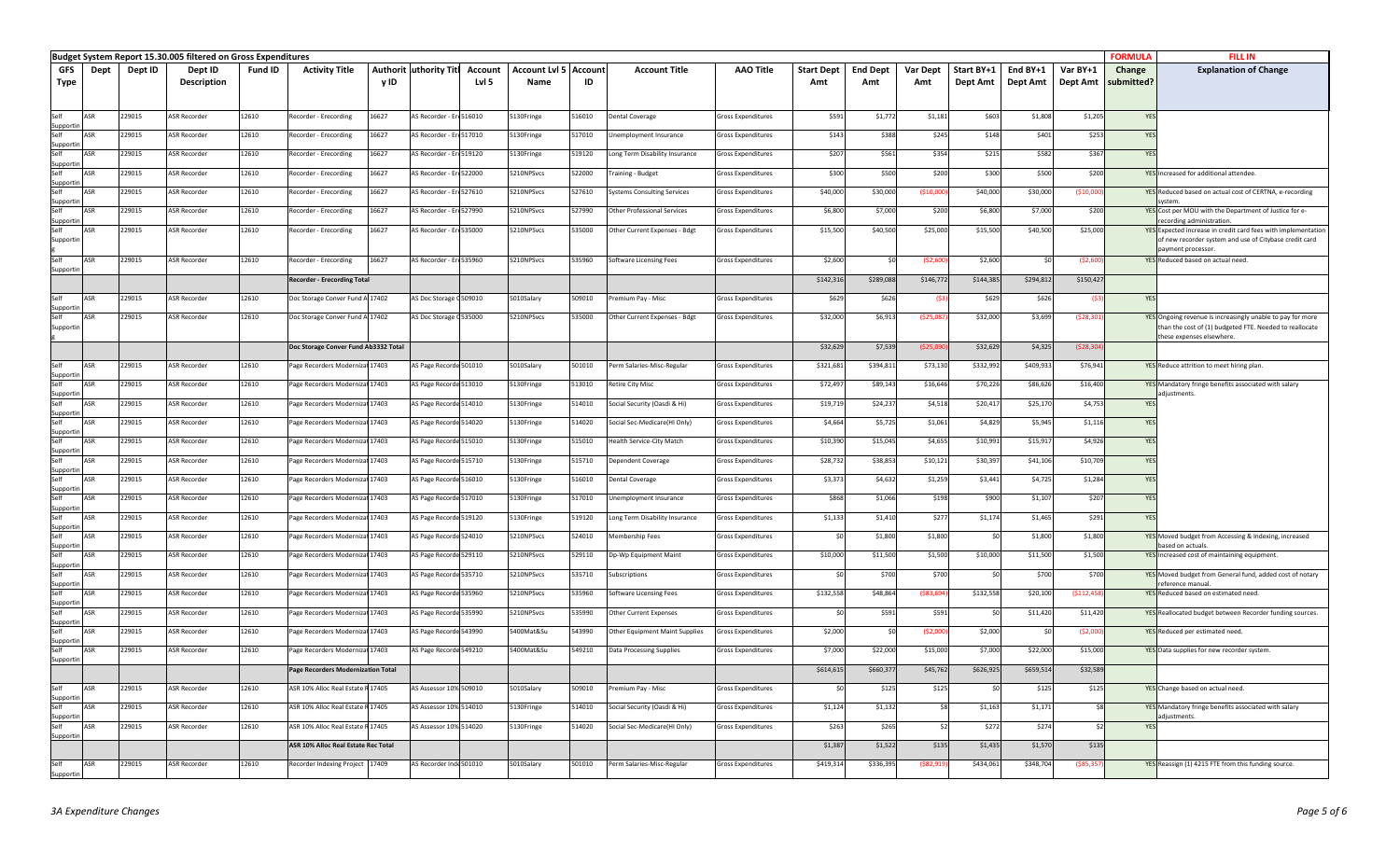**Budget System Report 15.30.005 filtered on Gross Expenditures**

| GFS Type | Dept | Dept ID | Dept ID Description | Fund ID | Activity Title | Authority ID | Authority Title | Account Lvl 5 | Account Lvl 5 Name | Account ID | Account Title | AAO Title | Start Dept Amt | End Dept Amt | Var Dept Amt | Start BY+1 Dept Amt | End BY+1 Dept Amt | Var BY+1 Dept Amt | FORMULA Change submitted? | FILL IN Explanation of Change |
|---|---|---|---|---|---|---|---|---|---|---|---|---|---|---|---|---|---|---|---|---|
| Self Supportin | ASR | 229015 | ASR Recorder | 12610 | Recorder - Erecording | 16627 | AS Recorder - Er | 516010 | 5130Fringe | 516010 | Dental Coverage | Gross Expenditures | $591 | $1,772 | $1,181 | $603 | $1,808 | $1,205 | YES | |
| Self Supportin | ASR | 229015 | ASR Recorder | 12610 | Recorder - Erecording | 16627 | AS Recorder - Er | 517010 | 5130Fringe | 517010 | Unemployment Insurance | Gross Expenditures | $143 | $388 | $245 | $148 | $401 | $253 | YES | |
| Self Supportin | ASR | 229015 | ASR Recorder | 12610 | Recorder - Erecording | 16627 | AS Recorder - Er | 519120 | 5130Fringe | 519120 | Long Term Disability Insurance | Gross Expenditures | $207 | $561 | $354 | $215 | $582 | $367 | YES | |
| Self Supportin | ASR | 229015 | ASR Recorder | 12610 | Recorder - Erecording | 16627 | AS Recorder - Er | 522000 | 5210NPSvcs | 522000 | Training - Budget | Gross Expenditures | $300 | $500 | $200 | $300 | $500 | $200 | YES | Increased for additional attendee. |
| Self Supportin | ASR | 229015 | ASR Recorder | 12610 | Recorder - Erecording | 16627 | AS Recorder - Er | 527610 | 5210NPSvcs | 527610 | Systems Consulting Services | Gross Expenditures | $40,000 | $30,000 | ($10,000) | $40,000 | $30,000 | ($10,000) | YES | Reduced based on actual cost of CERTNA, e-recording system. |
| Self Supportin | ASR | 229015 | ASR Recorder | 12610 | Recorder - Erecording | 16627 | AS Recorder - Er | 527990 | 5210NPSvcs | 527990 | Other Professional Services | Gross Expenditures | $6,800 | $7,000 | $200 | $6,800 | $7,000 | $200 | YES | Cost per MOU with the Department of Justice for e-recording administration. |
| Self Supporting | ASR | 229015 | ASR Recorder | 12610 | Recorder - Erecording | 16627 | AS Recorder - Er | 535000 | 5210NPSvcs | 535000 | Other Current Expenses - Bdgt | Gross Expenditures | $15,500 | $40,500 | $25,000 | $15,500 | $40,500 | $25,000 | YES | Expected increase in credit card fees with implementation of new recorder system and use of Citybase credit card payment processor. |
| Self Supportin | ASR | 229015 | ASR Recorder | 12610 | Recorder - Erecording | 16627 | AS Recorder - Er | 535960 | 5210NPSvcs | 535960 | Software Licensing Fees | Gross Expenditures | $2,600 | $0 | ($2,600) | $2,600 | $0 | ($2,600) | YES | Reduced based on actual need. |
| | | | | | **Recorder - Erecording Total** | | | | | | | | $142,316 | $289,088 | $146,772 | $144,385 | $294,812 | $150,427 | | |
| Self Supportin | ASR | 229015 | ASR Recorder | 12610 | Doc Storage Conver Fund A | 17402 | AS Doc Storage C | 509010 | 5010Salary | 509010 | Premium Pay - Misc | Gross Expenditures | $629 | $626 | ($3) | $629 | $626 | ($3) | YES | |
| Self Supporting | ASR | 229015 | ASR Recorder | 12610 | Doc Storage Conver Fund A | 17402 | AS Doc Storage C | 535000 | 5210NPSvcs | 535000 | Other Current Expenses - Bdgt | Gross Expenditures | $32,000 | $6,913 | ($25,087) | $32,000 | $3,699 | ($28,301) | YES | Ongoing revenue is increasingly unable to pay for more than the cost of (1) budgeted FTE. Needed to reallocate these expenses elsewhere. |
| | | | | | **Doc Storage Conver Fund Ab3332 Total** | | | | | | | | $32,629 | $7,539 | ($25,090) | $32,629 | $4,325 | ($28,304) | | |
| Self Supportin | ASR | 229015 | ASR Recorder | 12610 | Page Recorders Moderniza | 17403 | AS Page Recorde | 501010 | 5010Salary | 501010 | Perm Salaries-Misc-Regular | Gross Expenditures | $321,681 | $394,811 | $73,130 | $332,992 | $409,933 | $76,941 | YES | Reduce attrition to meet hiring plan. |
| Self Supportin | ASR | 229015 | ASR Recorder | 12610 | Page Recorders Moderniza | 17403 | AS Page Recorde | 513010 | 5130Fringe | 513010 | Retire City Misc | Gross Expenditures | $72,497 | $89,143 | $16,646 | $70,226 | $86,626 | $16,400 | YES | Mandatory fringe benefits associated with salary adjustments. |
| Self Supportin | ASR | 229015 | ASR Recorder | 12610 | Page Recorders Moderniza | 17403 | AS Page Recorde | 514010 | 5130Fringe | 514010 | Social Security (Oasdi & Hi) | Gross Expenditures | $19,719 | $24,237 | $4,518 | $20,417 | $25,170 | $4,753 | YES | |
| Self Supportin | ASR | 229015 | ASR Recorder | 12610 | Page Recorders Moderniza | 17403 | AS Page Recorde | 514020 | 5130Fringe | 514020 | Social Sec-Medicare(HI Only) | Gross Expenditures | $4,664 | $5,725 | $1,061 | $4,829 | $5,945 | $1,116 | YES | |
| Self Supportin | ASR | 229015 | ASR Recorder | 12610 | Page Recorders Moderniza | 17403 | AS Page Recorde | 515010 | 5130Fringe | 515010 | Health Service-City Match | Gross Expenditures | $10,390 | $15,045 | $4,655 | $10,991 | $15,917 | $4,926 | YES | |
| Self Supportin | ASR | 229015 | ASR Recorder | 12610 | Page Recorders Moderniza | 17403 | AS Page Recorde | 515710 | 5130Fringe | 515710 | Dependent Coverage | Gross Expenditures | $28,732 | $38,853 | $10,121 | $30,397 | $41,106 | $10,709 | YES | |
| Self Supportin | ASR | 229015 | ASR Recorder | 12610 | Page Recorders Moderniza | 17403 | AS Page Recorde | 516010 | 5130Fringe | 516010 | Dental Coverage | Gross Expenditures | $3,373 | $4,632 | $1,259 | $3,441 | $4,725 | $1,284 | YES | |
| Self Supportin | ASR | 229015 | ASR Recorder | 12610 | Page Recorders Moderniza | 17403 | AS Page Recorde | 517010 | 5130Fringe | 517010 | Unemployment Insurance | Gross Expenditures | $868 | $1,066 | $198 | $900 | $1,107 | $207 | YES | |
| Self Supportin | ASR | 229015 | ASR Recorder | 12610 | Page Recorders Moderniza | 17403 | AS Page Recorde | 519120 | 5130Fringe | 519120 | Long Term Disability Insurance | Gross Expenditures | $1,133 | $1,410 | $277 | $1,174 | $1,465 | $291 | YES | |
| Self Supportin | ASR | 229015 | ASR Recorder | 12610 | Page Recorders Moderniza | 17403 | AS Page Recorde | 524010 | 5210NPSvcs | 524010 | Membership Fees | Gross Expenditures | $0 | $1,800 | $1,800 | $0 | $1,800 | $1,800 | YES | Moved budget from Accessing & Indexing, increased based on actuals. |
| Self Supportin | ASR | 229015 | ASR Recorder | 12610 | Page Recorders Moderniza | 17403 | AS Page Recorde | 529110 | 5210NPSvcs | 529110 | Dp-Wp Equipment Maint | Gross Expenditures | $10,000 | $11,500 | $1,500 | $10,000 | $11,500 | $1,500 | YES | Increased cost of maintaining equipment. |
| Self Supportin | ASR | 229015 | ASR Recorder | 12610 | Page Recorders Moderniza | 17403 | AS Page Recorde | 535710 | 5210NPSvcs | 535710 | Subscriptions | Gross Expenditures | $0 | $700 | $700 | $0 | $700 | $700 | YES | Moved budget from General fund, added cost of notary reference manual. |
| Self Supportin | ASR | 229015 | ASR Recorder | 12610 | Page Recorders Moderniza | 17403 | AS Page Recorde | 535960 | 5210NPSvcs | 535960 | Software Licensing Fees | Gross Expenditures | $132,558 | $48,864 | ($83,694) | $132,558 | $20,100 | ($112,458) | YES | Reduced based on estimated need. |
| Self Supportin | ASR | 229015 | ASR Recorder | 12610 | Page Recorders Moderniza | 17403 | AS Page Recorde | 535990 | 5210NPSvcs | 535990 | Other Current Expenses | Gross Expenditures | $0 | $591 | $591 | $0 | $11,420 | $11,420 | YES | Reallocated budget between Recorder funding sources. |
| Self Supportin | ASR | 229015 | ASR Recorder | 12610 | Page Recorders Moderniza | 17403 | AS Page Recorde | 543990 | 5400Mat&Su | 543990 | Other Equipment Maint Supplies | Gross Expenditures | $2,000 | $0 | ($2,000) | $2,000 | $0 | ($2,000) | YES | Reduced per estimated need. |
| Self Supportin | ASR | 229015 | ASR Recorder | 12610 | Page Recorders Moderniza | 17403 | AS Page Recorde | 549210 | 5400Mat&Su | 549210 | Data Processing Supplies | Gross Expenditures | $7,000 | $22,000 | $15,000 | $7,000 | $22,000 | $15,000 | YES | Data supplies for new recorder system. |
| | | | | | **Page Recorders Modernization Total** | | | | | | | | $614,615 | $660,377 | $45,762 | $626,925 | $659,514 | $32,589 | | |
| Self Supportin | ASR | 229015 | ASR Recorder | 12610 | ASR 10% Alloc Real Estate R | 17405 | AS Assessor 10% | 509010 | 5010Salary | 509010 | Premium Pay - Misc | Gross Expenditures | $0 | $125 | $125 | $0 | $125 | $125 | YES | Change based on actual need. |
| Self Supportin | ASR | 229015 | ASR Recorder | 12610 | ASR 10% Alloc Real Estate R | 17405 | AS Assessor 10% | 514010 | 5130Fringe | 514010 | Social Security (Oasdi & Hi) | Gross Expenditures | $1,124 | $1,132 | $8 | $1,163 | $1,171 | $8 | YES | Mandatory fringe benefits associated with salary adjustments. |
| Self Supportin | ASR | 229015 | ASR Recorder | 12610 | ASR 10% Alloc Real Estate R | 17405 | AS Assessor 10% | 514020 | 5130Fringe | 514020 | Social Sec-Medicare(HI Only) | Gross Expenditures | $263 | $265 | $2 | $272 | $274 | $2 | YES | |
| | | | | | **ASR 10% Alloc Real Estate Rec Total** | | | | | | | | $1,387 | $1,522 | $135 | $1,435 | $1,570 | $135 | | |
| Self Supportin | ASR | 229015 | ASR Recorder | 12610 | Recorder Indexing Project | 17409 | AS Recorder Inde | 501010 | 5010Salary | 501010 | Perm Salaries-Misc-Regular | Gross Expenditures | $419,314 | $336,395 | ($82,919) | $434,061 | $348,704 | ($85,357) | YES | Reassign (1) 4215 FTE from this funding source. |

*3A Expenditure Changes*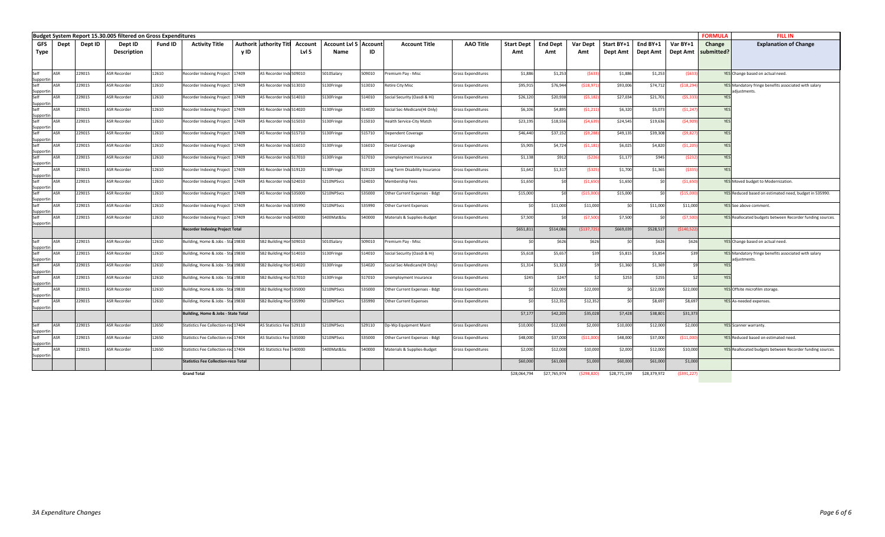**Budget System Report 15.30.005 filtered on Gross Expenditures**

| GFS Type | Dept | Dept ID | Dept ID Description | Fund ID | Activity Title | Authority ID | Authority Title | Account Lvl 5 | Account Lvl 5 Name | Account ID | Account Title | AAO Title | Start Dept Amt | End Dept Amt | Var Dept Amt | Start BY+1 Dept Amt | End BY+1 Dept Amt | Var BY+1 Dept Amt | FORMULA Change submitted? | FILL IN Explanation of Change |
|---|---|---|---|---|---|---|---|---|---|---|---|---|---|---|---|---|---|---|---|---|
| Self Supportin | ASR | 229015 | ASR Recorder | 12610 | Recorder Indexing Project | 17409 | AS Recorder Inde | 509010 | 5010Salary | 509010 | Premium Pay - Misc | Gross Expenditures | $1,886 | $1,253 | ($633) | $1,886 | $1,253 | ($633) | YES | Change based on actual need. |
| Self Supportin | ASR | 229015 | ASR Recorder | 12610 | Recorder Indexing Project | 17409 | AS Recorder Inde | 513010 | 5130Fringe | 513010 | Retire City Misc | Gross Expenditures | $95,915 | $76,944 | ($18,971) | $93,006 | $74,712 | ($18,294) | YES | Mandatory fringe benefits associated with salary adjustments. |
| Self Supportin | ASR | 229015 | ASR Recorder | 12610 | Recorder Indexing Project | 17409 | AS Recorder Inde | 514010 | 5130Fringe | 514010 | Social Security (Oasdi & Hi) | Gross Expenditures | $26,120 | $20,938 | ($5,182) | $27,034 | $21,701 | ($5,333) | YES | |
| Self Supportin | ASR | 229015 | ASR Recorder | 12610 | Recorder Indexing Project | 17409 | AS Recorder Inde | 514020 | 5130Fringe | 514020 | Social Sec-Medicare(HI Only) | Gross Expenditures | $6,106 | $4,895 | ($1,211) | $6,320 | $5,073 | ($1,247) | YES | |
| Self Supportin | ASR | 229015 | ASR Recorder | 12610 | Recorder Indexing Project | 17409 | AS Recorder Inde | 515010 | 5130Fringe | 515010 | Health Service-City Match | Gross Expenditures | $23,195 | $18,556 | ($4,639) | $24,545 | $19,636 | ($4,909) | YES | |
| Self Supportin | ASR | 229015 | ASR Recorder | 12610 | Recorder Indexing Project | 17409 | AS Recorder Inde | 515710 | 5130Fringe | 515710 | Dependent Coverage | Gross Expenditures | $46,440 | $37,152 | ($9,288) | $49,135 | $39,308 | ($9,827) | YES | |
| Self Supportin | ASR | 229015 | ASR Recorder | 12610 | Recorder Indexing Project | 17409 | AS Recorder Inde | 516010 | 5130Fringe | 516010 | Dental Coverage | Gross Expenditures | $5,905 | $4,724 | ($1,181) | $6,025 | $4,820 | ($1,205) | YES | |
| Self Supportin | ASR | 229015 | ASR Recorder | 12610 | Recorder Indexing Project | 17409 | AS Recorder Inde | 517010 | 5130Fringe | 517010 | Unemployment Insurance | Gross Expenditures | $1,138 | $912 | ($226) | $1,177 | $945 | ($232) | YES | |
| Self Supportin | ASR | 229015 | ASR Recorder | 12610 | Recorder Indexing Project | 17409 | AS Recorder Inde | 519120 | 5130Fringe | 519120 | Long Term Disability Insurance | Gross Expenditures | $1,642 | $1,317 | ($325) | $1,700 | $1,365 | ($335) | YES | |
| Self Supportin | ASR | 229015 | ASR Recorder | 12610 | Recorder Indexing Project | 17409 | AS Recorder Inde | 524010 | 5210NPSvcs | 524010 | Membership Fees | Gross Expenditures | $1,650 | $0 | ($1,650) | $1,650 | $0 | ($1,650) | YES | Moved budget to Modernization. |
| Self Supportin | ASR | 229015 | ASR Recorder | 12610 | Recorder Indexing Project | 17409 | AS Recorder Inde | 535000 | 5210NPSvcs | 535000 | Other Current Expenses - Bdgt | Gross Expenditures | $15,000 | $0 | ($15,000) | $15,000 | $0 | ($15,000) | YES | Reduced based on estimated need, budget in 535990. |
| Self Supportin | ASR | 229015 | ASR Recorder | 12610 | Recorder Indexing Project | 17409 | AS Recorder Inde | 535990 | 5210NPSvcs | 535990 | Other Current Expenses | Gross Expenditures | $0 | $11,000 | $11,000 | $0 | $11,000 | $11,000 | YES | See above comment. |
| Self Supportin | ASR | 229015 | ASR Recorder | 12610 | Recorder Indexing Project | 17409 | AS Recorder Inde | 540000 | 5400Mat&Su | 540000 | Materials & Supplies-Budget | Gross Expenditures | $7,500 | $0 | ($7,500) | $7,500 | $0 | ($7,500) | YES | Reallocated budgets between Recorder funding sources. |
| | | | | | **Recorder Indexing Project Total** | | | | | | | | $651,811 | $514,086 | ($137,725) | $669,039 | $528,517 | ($140,522) | | |
| Self Supportin | ASR | 229015 | ASR Recorder | 12610 | Building, Home & Jobs - Sta | 19830 | SB2 Building Hor | 509010 | 5010Salary | 509010 | Premium Pay - Misc | Gross Expenditures | $0 | $626 | $626 | $0 | $626 | $626 | YES | Change based on actual need. |
| Self Supportin | ASR | 229015 | ASR Recorder | 12610 | Building, Home & Jobs - Sta | 19830 | SB2 Building Hor | 514010 | 5130Fringe | 514010 | Social Security (Oasdi & Hi) | Gross Expenditures | $5,618 | $5,657 | $39 | $5,815 | $5,854 | $39 | YES | Mandatory fringe benefits associated with salary adjustments. |
| Self Supportin | ASR | 229015 | ASR Recorder | 12610 | Building, Home & Jobs - Sta | 19830 | SB2 Building Hor | 514020 | 5130Fringe | 514020 | Social Sec-Medicare(HI Only) | Gross Expenditures | $1,314 | $1,323 | $9 | $1,360 | $1,369 | $9 | YES | |
| Self Supportin | ASR | 229015 | ASR Recorder | 12610 | Building, Home & Jobs - Sta | 19830 | SB2 Building Hor | 517010 | 5130Fringe | 517010 | Unemployment Insurance | Gross Expenditures | $245 | $247 | $2 | $253 | $255 | $2 | YES | |
| Self Supportin | ASR | 229015 | ASR Recorder | 12610 | Building, Home & Jobs - Sta | 19830 | SB2 Building Hor | 535000 | 5210NPSvcs | 535000 | Other Current Expenses - Bdgt | Gross Expenditures | $0 | $22,000 | $22,000 | $0 | $22,000 | $22,000 | YES | Offsite microfilm storage. |
| Self Supportin | ASR | 229015 | ASR Recorder | 12610 | Building, Home & Jobs - Sta | 19830 | SB2 Building Hor | 535990 | 5210NPSvcs | 535990 | Other Current Expenses | Gross Expenditures | $0 | $12,352 | $12,352 | $0 | $8,697 | $8,697 | YES | As-needed expenses. |
| | | | | | **Building, Home & Jobs - State Total** | | | | | | | | $7,177 | $42,205 | $35,028 | $7,428 | $38,801 | $31,373 | | |
| Self Supportin | ASR | 229015 | ASR Recorder | 12650 | Statistics Fee Collection-rec | 17404 | AS Statistics Fee | 529110 | 5210NPSvcs | 529110 | Dp-Wp Equipment Maint | Gross Expenditures | $10,000 | $12,000 | $2,000 | $10,000 | $12,000 | $2,000 | YES | Scanner warranty. |
| Self Supportin | ASR | 229015 | ASR Recorder | 12650 | Statistics Fee Collection-rec | 17404 | AS Statistics Fee | 535000 | 5210NPSvcs | 535000 | Other Current Expenses - Bdgt | Gross Expenditures | $48,000 | $37,000 | ($11,000) | $48,000 | $37,000 | ($11,000) | YES | Reduced based on estimated need. |
| Self Supportin | ASR | 229015 | ASR Recorder | 12650 | Statistics Fee Collection-rec | 17404 | AS Statistics Fee | 540000 | 5400Mat&Su | 540000 | Materials & Supplies-Budget | Gross Expenditures | $2,000 | $12,000 | $10,000 | $2,000 | $12,000 | $10,000 | YES | Reallocated budgets between Recorder funding sources. |
| | | | | | **Statistics Fee Collection-reco Total** | | | | | | | | $60,000 | $61,000 | $1,000 | $60,000 | $61,000 | $1,000 | | |
| | | | | | **Grand Total** | | | | | | | | $28,064,794 | $27,765,974 | ($298,820) | $28,771,199 | $28,379,972 | ($391,227) | | |

*3A Expenditure Changes*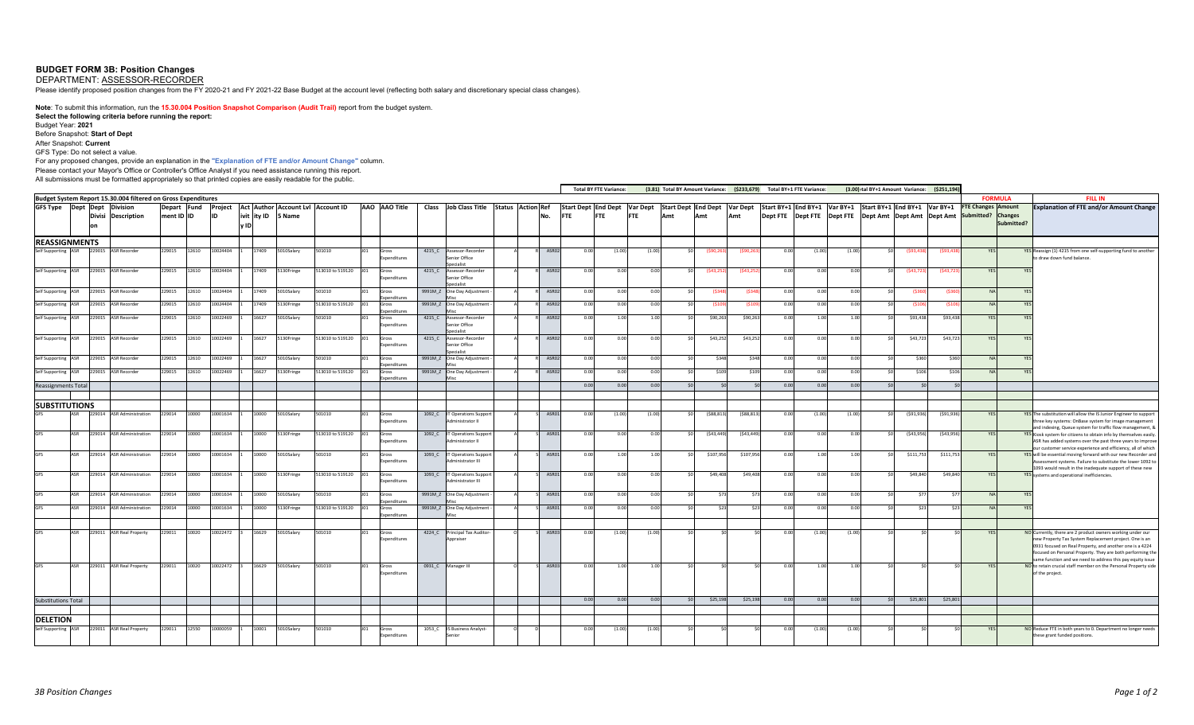# BUDGET FORM 3B: Position Changes

DEPARTMENT: ASSESSOR-RECORDER

Please identify proposed position changes from the FY 2020-21 and FY 2021-22 Base Budget at the account level (reflecting both salary and discretionary special class changes).

**Note**: To submit this information, run the **15.30.004 Position Snapshot Comparison (Audit Trail)** report from the budget system.

**Select the following criteria before running the report:**

Budget Year: **2021**

Before Snapshot: **Start of Dept**

After Snapshot: **Current**

GFS Type: Do not select a value.

For any proposed changes, provide an explanation in the **"Explanation of FTE and/or Amount Change"** column.

Please contact your Mayor's Office or Controller's Office Analyst if you need assistance running this report.

All submissions must be formatted appropriately so that printed copies are easily readable for the public.

Total BY FTE Variance: (3.81) | Total BY Amount Variance: ($233,679) | Total BY+1 FTE Variance: (3.00) | Total BY+1 Amount Variance: ($251,194)

Budget System Report 15.30.004 filtered on Gross Expenditures

| GFS Type | Dept | Dept Division | Description | Department ID | Fund ID | Project ID | Activity ID | Authority ID | Account Lvl 5 Name | Account ID | AAO | AAO Title | Class | Job Class Title | Status | Action | Ref No. | Start Dept FTE | End Dept FTE | Var Dept FTE | Start Dept Amt | End Dept Amt | Var Dept Amt | Start BY+1 Dept FTE | End BY+1 Dept FTE | Var BY+1 Dept FTE | Start BY+1 Dept Amt | End BY+1 Dept Amt | Var BY+1 Dept Amt | FTE Changes Submitted? | Amount Changes Submitted? | Explanation of FTE and/or Amount Change |
|---|---|---|---|---|---|---|---|---|---|---|---|---|---|---|---|---|---|---|---|---|---|---|---|---|---|---|---|---|---|---|---|---|
| **REASSIGNMENTS** | | | | | | | | | | | | | | | | | | | | | | | | | | | | | | | | |
| Self Supporting | ASR | 229015 | ASR Recorder | 229015 | 12610 | 10024404 | 1 | 17409 | 5010Salary | 501010 | J01 | Gross Expenditures | 4215_C | Assessor-Recorder Senior Office Specialist | A | R | ASR02 | 0.00 | (1.00) | (1.00) | $0 | ($90,263) | ($90,263) | 0.00 | (1.00) | (1.00) | $0 | ($93,438) | ($93,438) | YES | YES | Reassign (1) 4215 from one self-supporting fund to another to draw down fund balance. |
| Self Supporting | ASR | 229015 | ASR Recorder | 229015 | 12610 | 10024404 | 1 | 17409 | 5130Fringe | 513010 to 519120 | J01 | Gross Expenditures | 4215_C | Assessor-Recorder Senior Office Specialist | A | R | ASR02 | 0.00 | 0.00 | 0.00 | $0 | ($43,252) | ($43,252) | 0.00 | 0.00 | 0.00 | $0 | ($43,723) | ($43,723) | YES | YES | |
| Self Supporting | ASR | 229015 | ASR Recorder | 229015 | 12610 | 10024404 | 1 | 17409 | 5010Salary | 501010 | J01 | Gross Expenditures | 9991M_Z | One Day Adjustment - Misc | A | R | ASR02 | 0.00 | 0.00 | 0.00 | $0 | ($348) | ($348) | 0.00 | 0.00 | 0.00 | $0 | ($360) | ($360) | NA | YES | |
| Self Supporting | ASR | 229015 | ASR Recorder | 229015 | 12610 | 10024404 | 1 | 17409 | 5130Fringe | 513010 to 519120 | J01 | Gross Expenditures | 9991M_Z | One Day Adjustment - Misc | A | R | ASR02 | 0.00 | 0.00 | 0.00 | $0 | ($109) | ($109) | 0.00 | 0.00 | 0.00 | $0 | ($106) | ($106) | NA | YES | |
| Self Supporting | ASR | 229015 | ASR Recorder | 229015 | 12610 | 10022469 | 1 | 16627 | 5010Salary | 501010 | J01 | Gross Expenditures | 4215_C | Assessor-Recorder Senior Office Specialist | A | R | ASR02 | 0.00 | 1.00 | 1.00 | $0 | $90,263 | $90,263 | 0.00 | 1.00 | 1.00 | $0 | $93,438 | $93,438 | YES | YES | |
| Self Supporting | ASR | 229015 | ASR Recorder | 229015 | 12610 | 10022469 | 1 | 16627 | 5130Fringe | 513010 to 519120 | J01 | Gross Expenditures | 4215_C | Assessor-Recorder Senior Office Specialist | A | R | ASR02 | 0.00 | 0.00 | 0.00 | $0 | $43,252 | $43,252 | 0.00 | 0.00 | 0.00 | $0 | $43,723 | $43,723 | YES | YES | |
| Self Supporting | ASR | 229015 | ASR Recorder | 229015 | 12610 | 10022469 | 1 | 16627 | 5010Salary | 501010 | J01 | Gross Expenditures | 9991M_Z | One Day Adjustment - Misc | A | R | ASR02 | 0.00 | 0.00 | 0.00 | $0 | $348 | $348 | 0.00 | 0.00 | 0.00 | $0 | $360 | $360 | NA | YES | |
| Self Supporting | ASR | 229015 | ASR Recorder | 229015 | 12610 | 10022469 | 1 | 16627 | 5130Fringe | 513010 to 519120 | J01 | Gross Expenditures | 9991M_Z | One Day Adjustment - Misc | A | R | ASR02 | 0.00 | 0.00 | 0.00 | $0 | $109 | $109 | 0.00 | 0.00 | 0.00 | $0 | $106 | $106 | NA | YES | |
| Reassignments Total | | | | | | | | | | | | | | | | | | 0.00 | 0.00 | 0.00 | $0 | $0 | $0 | 0.00 | 0.00 | 0.00 | $0 | $0 | $0 | | | |
| **SUBSTITUTIONS** | | | | | | | | | | | | | | | | | | | | | | | | | | | | | | | | |
| GFS | ASR | 229014 | ASR Administration | 229014 | 10000 | 10001634 | 1 | 10000 | 5010Salary | 501010 | J01 | Gross Expenditures | 1092_C | IT Operations Support Administrator II | A | S | ASR01 | 0.00 | (1.00) | (1.00) | $0 | ($88,813) | ($88,813) | 0.00 | (1.00) | (1.00) | $0 | ($91,936) | ($91,936) | YES | YES | The substitution will allow the IS Junior Engineer to support three key systems: OnBase system for image management and indexing, Queue system for traffic flow management, & Kiosk system for citizens to obtain info by themselves easily. ASR has added systems over the past three years to improve our customer service experience and efficiency, all of which will be essential moving forward with our new Recorder and Assessment systems. Failure to substitute the lower 1092 to 1093 would result in the inadequate support of these new systems and operational inefficiencies. |
| GFS | ASR | 229014 | ASR Administration | 229014 | 10000 | 10001634 | 1 | 10000 | 5130Fringe | 513010 to 519120 | J01 | Gross Expenditures | 1092_C | IT Operations Support Administrator II | A | S | ASR01 | 0.00 | 0.00 | 0.00 | $0 | ($43,449) | ($43,449) | 0.00 | 0.00 | 0.00 | $0 | ($43,956) | ($43,956) | YES | YES | |
| GFS | ASR | 229014 | ASR Administration | 229014 | 10000 | 10001634 | 1 | 10000 | 5010Salary | 501010 | J01 | Gross Expenditures | 1093_C | IT Operations Support Administrator III | A | S | ASR01 | 0.00 | 1.00 | 1.00 | $0 | $107,956 | $107,956 | 0.00 | 1.00 | 1.00 | $0 | $111,753 | $111,753 | YES | YES | |
| GFS | ASR | 229014 | ASR Administration | 229014 | 10000 | 10001634 | 1 | 10000 | 5130Fringe | 513010 to 519120 | J01 | Gross Expenditures | 1093_C | IT Operations Support Administrator III | A | S | ASR01 | 0.00 | 0.00 | 0.00 | $0 | $49,408 | $49,408 | 0.00 | 0.00 | 0.00 | $0 | $49,840 | $49,840 | YES | YES | |
| GFS | ASR | 229014 | ASR Administration | 229014 | 10000 | 10001634 | 1 | 10000 | 5010Salary | 501010 | J01 | Gross Expenditures | 9991M_Z | One Day Adjustment - Misc | A | S | ASR01 | 0.00 | 0.00 | 0.00 | $0 | $73 | $73 | 0.00 | 0.00 | 0.00 | $0 | $77 | $77 | NA | YES | |
| GFS | ASR | 229014 | ASR Administration | 229014 | 10000 | 10001634 | 1 | 10000 | 5130Fringe | 513010 to 519120 | J01 | Gross Expenditures | 9991M_Z | One Day Adjustment - Misc | A | S | ASR01 | 0.00 | 0.00 | 0.00 | $0 | $23 | $23 | 0.00 | 0.00 | 0.00 | $0 | $23 | $23 | NA | YES | |
| GFS | ASR | 229011 | ASR Real Property | 229011 | 10020 | 10022472 | 3 | 16629 | 5010Salary | 501010 | J01 | Gross Expenditures | 4224_C | Principal Tax Auditor-Appraiser | O | S | ASR03 | 0.00 | (1.00) | (1.00) | $0 | $0 | $0 | 0.00 | (1.00) | (1.00) | $0 | $0 | $0 | YES | NO | Currently, there are 2 product owners working under our new Property Tax System Replacement project. One is an 0931 focused on Real Property, and another one is a 4224 focused on Personal Property. They are both performing the same function and we need to address this pay equity issue to retain crucial staff member on the Personal Property side of the project. |
| GFS | ASR | 229011 | ASR Real Property | 229011 | 10020 | 10022472 | 3 | 16629 | 5010Salary | 501010 | J01 | Gross Expenditures | 0931_C | Manager III | O | S | ASR03 | 0.00 | 1.00 | 1.00 | $0 | $0 | $0 | 0.00 | 1.00 | 1.00 | $0 | $0 | $0 | YES | NO | |
| Substitutions Total | | | | | | | | | | | | | | | | | | 0.00 | 0.00 | 0.00 | $0 | $25,198 | $25,198 | 0.00 | 0.00 | 0.00 | $0 | $25,801 | $25,801 | | | |
| **DELETION** | | | | | | | | | | | | | | | | | | | | | | | | | | | | | | | | |
| Self Supporting | ASR | 229011 | ASR Real Property | 229011 | 12550 | 10000059 | 1 | 10001 | 5010Salary | 501010 | J01 | Gross Expenditures | 1053_C | IS Business Analyst-Senior | O | D | | 0.00 | (1.00) | (1.00) | $0 | $0 | $0 | 0.00 | (1.00) | (1.00) | $0 | $0 | $0 | YES | NO | Reduce FTE in both years to 0. Department no longer needs these grant funded positions. |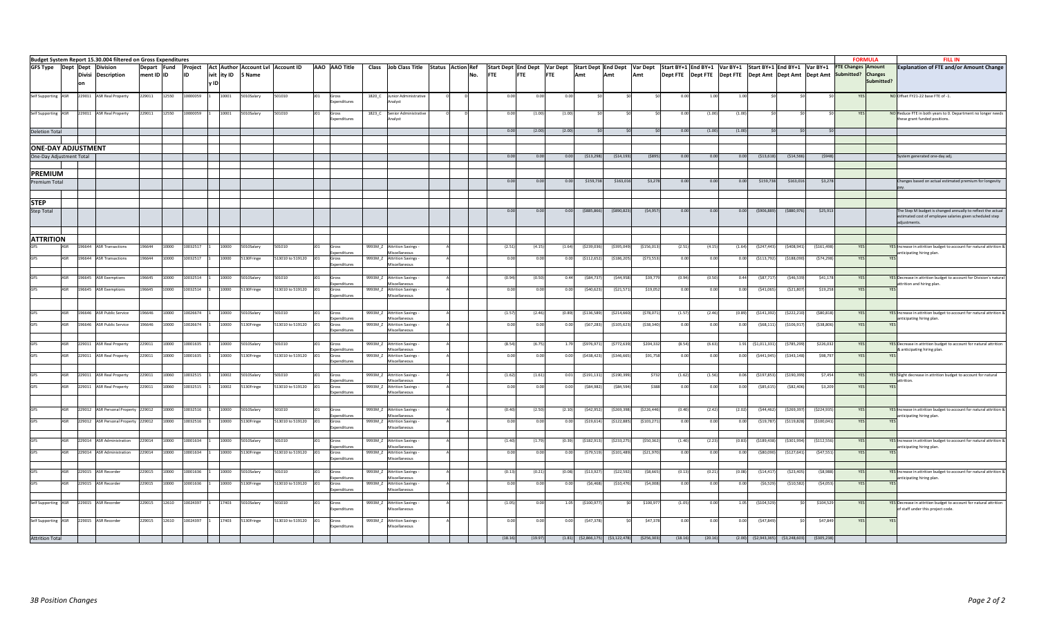Budget System Report 15.30.004 filtered on Gross Expenditures

| GFS Type | Dept | Dept Division | Division Description | Department ID | Fund ID | Project ID | Activity ID | Authority ID | Account Lvl 5 Name | Account ID | AAO | AAO Title | Class | Job Class Title | Status | Action | Ref No. | Start Dept FTE | End Dept FTE | Var Dept FTE | Start Dept Amt | End Dept Amt | Var Dept Amt | Start BY+1 Dept FTE | End BY+1 Dept FTE | Var BY+1 Dept FTE | Start BY+1 Dept Amt | End BY+1 Dept Amt | Var BY+1 Dept Amt | FTE Changes Submitted? | Amount Changes Submitted? | Explanation of FTE and/or Amount Change |
|---|---|---|---|---|---|---|---|---|---|---|---|---|---|---|---|---|---|---|---|---|---|---|---|---|---|---|---|---|---|---|---|---|
| Self Supporting | ASR | 229011 | ASR Real Property | 229011 | 12550 | 10000059 | 1 | 10001 | 5010Salary | 501010 | J01 | Gross Expenditures | 1820_C | Junior Administrative Analyst | O | O | | 0.00 | 1.00 | 0.00 | $0 | $0 | $0 | 0.00 | 1.00 | 1.00 | $0 | $0 | $0 | YES | NO | Offset FY21-22 base FTE of -1. |
| Self Supporting | ASR | 229011 | ASR Real Property | 229011 | 12550 | 10000059 | 1 | 10001 | 5010Salary | 501010 | J01 | Gross Expenditures | 1823_C | Senior Administrative Analyst | O | O | | 0.00 | (1.00) | (1.00) | $0 | $0 | $0 | 0.00 | (1.00) | (1.00) | $0 | $0 | $0 | YES | NO | Reduce FTE in both years to 0. Department no longer needs these grant funded positions. |
| Deletion Total | | | | | | | | | | | | | | | | | | 0.00 | (2.00) | (2.00) | $0 | $0 | $0 | 0.00 | (1.00) | (1.00) | $0 | $0 | $0 | | | |
| **ONE-DAY ADJUSTMENT** | | | | | | | | | | | | | | | | | | | | | | | | | | | | | | | | |
| One-Day Adjustment Total | | | | | | | | | | | | | | | | | | 0.00 | 0.00 | 0.00 | ($13,298) | ($14,193) | ($895) | 0.00 | 0.00 | 0.00 | ($13,618) | ($14,566) | ($948) | | | System generated one-day adj. |
| **PREMIUM** | | | | | | | | | | | | | | | | | | | | | | | | | | | | | | | | |
| Premium Total | | | | | | | | | | | | | | | | | | 0.00 | 0.00 | 0.00 | $159,738 | $163,016 | $3,278 | 0.00 | 0.00 | 0.00 | $159,738 | $163,016 | $3,278 | | | Changes based on actual estimated premium for longevity pay. |
| **STEP** | | | | | | | | | | | | | | | | | | | | | | | | | | | | | | | | |
| Step Total | | | | | | | | | | | | | | | | | | 0.00 | 0.00 | 0.00 | ($885,866) | ($890,823) | ($4,957) | 0.00 | 0.00 | 0.00 | ($906,889) | ($880,976) | $25,913 | | | The Step M budget is changed annually to reflect the actual estimated cost of employee salaries given scheduled step adjustments. |
| **ATTRITION** | | | | | | | | | | | | | | | | | | | | | | | | | | | | | | | | |
| GFS | ASR | 196644 | ASR Transactions | 196644 | 10000 | 10032517 | 1 | 10000 | 5010Salary | 501010 | J01 | Gross Expenditures | 9993M_Z | Attrition Savings - Miscellaneous | | A | | (2.51) | (4.15) | (1.64) | ($239,036) | ($395,049) | ($156,013) | (2.51) | (4.15) | (1.64) | ($247,443) | ($408,941) | ($161,498) | YES | YES | Increase in attrition budget to account for natural attrition & anticipating hiring plan. |
| GFS | ASR | 196644 | ASR Transactions | 196644 | 10000 | 10032517 | 1 | 10000 | 5130Fringe | 513010 to 519120 | J01 | Gross Expenditures | 9993M_Z | Attrition Savings - Miscellaneous | | A | | 0.00 | 0.00 | 0.00 | ($112,652) | ($186,205) | ($73,553) | 0.00 | 0.00 | 0.00 | ($113,792) | ($188,090) | ($74,298) | YES | YES | |
| GFS | ASR | 196645 | ASR Exemptions | 196645 | 10000 | 10032514 | 1 | 10000 | 5010Salary | 501010 | J01 | Gross Expenditures | 9993M_Z | Attrition Savings - Miscellaneous | | A | | (0.94) | (0.50) | 0.44 | ($84,737) | ($44,958) | $39,779 | (0.94) | (0.50) | 0.44 | ($87,717) | ($46,539) | $41,178 | YES | YES | Decrease in attrition budget to account for Division's natural attrition and hiring plan. |
| GFS | ASR | 196645 | ASR Exemptions | 196645 | 10000 | 10032514 | 1 | 10000 | 5130Fringe | 513010 to 519120 | J01 | Gross Expenditures | 9993M_Z | Attrition Savings - Miscellaneous | | A | | 0.00 | 0.00 | 0.00 | ($40,623) | ($21,571) | $19,052 | 0.00 | 0.00 | 0.00 | ($41,065) | ($21,807) | $19,258 | YES | YES | |
| GFS | ASR | 196646 | ASR Public Service | 196646 | 10000 | 10026674 | 1 | 10000 | 5010Salary | 501010 | J01 | Gross Expenditures | 9993M_Z | Attrition Savings - Miscellaneous | | A | | (1.57) | (2.46) | (0.89) | ($136,589) | ($214,660) | ($78,071) | (1.57) | (2.46) | (0.89) | ($141,392) | ($222,210) | ($80,818) | YES | YES | Increase in attrition budget to account for natural attrition & anticipating hiring plan. |
| GFS | ASR | 196646 | ASR Public Service | 196646 | 10000 | 10026674 | 1 | 10000 | 5130Fringe | 513010 to 519120 | J01 | Gross Expenditures | 9993M_Z | Attrition Savings - Miscellaneous | | A | | 0.00 | 0.00 | 0.00 | ($67,283) | ($105,623) | ($38,340) | 0.00 | 0.00 | 0.00 | ($68,111) | ($106,917) | ($38,806) | YES | YES | |
| GFS | ASR | 229011 | ASR Real Property | 229011 | 10000 | 10001635 | 1 | 10000 | 5010Salary | 501010 | J01 | Gross Expenditures | 9993M_Z | Attrition Savings - Miscellaneous | | A | | (8.54) | (6.75) | 1.79 | ($976,971) | ($772,639) | $204,332 | (8.54) | (6.63) | 1.91 | ($1,011,331) | ($785,299) | $226,032 | YES | YES | Decrease in attrition budget to account for natural attrition & anticipating hiring plan. |
| GFS | ASR | 229011 | ASR Real Property | 229011 | 10000 | 10001635 | 1 | 10000 | 5130Fringe | 513010 to 519120 | J01 | Gross Expenditures | 9993M_Z | Attrition Savings - Miscellaneous | | A | | 0.00 | 0.00 | 0.00 | ($438,423) | ($346,665) | $91,758 | 0.00 | 0.00 | 0.00 | ($441,945) | ($343,148) | $98,797 | YES | YES | |
| GFS | ASR | 229011 | ASR Real Property | 229011 | 10060 | 10032515 | 1 | 10002 | 5010Salary | 501010 | J01 | Gross Expenditures | 9993M_Z | Attrition Savings - Miscellaneous | | A | | (1.62) | (1.61) | 0.01 | ($191,131) | ($190,399) | $732 | (1.62) | (1.56) | 0.06 | ($197,853) | ($190,399) | $7,454 | YES | YES | Slight decrease in attrition budget to account for natural attrition. |
| GFS | ASR | 229011 | ASR Real Property | 229011 | 10060 | 10032515 | 1 | 10002 | 5130Fringe | 513010 to 519120 | J01 | Gross Expenditures | 9993M_Z | Attrition Savings - Miscellaneous | | A | | 0.00 | 0.00 | 0.00 | ($84,982) | ($84,594) | $388 | 0.00 | 0.00 | 0.00 | ($85,615) | ($82,406) | $3,209 | YES | YES | |
| GFS | ASR | 229012 | ASR Personal Property | 229012 | 10000 | 10032516 | 1 | 10000 | 5010Salary | 501010 | J01 | Gross Expenditures | 9993M_Z | Attrition Savings - Miscellaneous | | A | | (0.40) | (2.50) | (2.10) | ($42,952) | ($269,398) | ($226,446) | (0.40) | (2.42) | (2.02) | ($44,462) | ($269,397) | ($224,935) | YES | YES | Increase in attrition budget to account for natural attrition & anticipating hiring plan. |
| GFS | ASR | 229012 | ASR Personal Property | 229012 | 10000 | 10032516 | 1 | 10000 | 5130Fringe | 513010 to 519120 | J01 | Gross Expenditures | 9993M_Z | Attrition Savings - Miscellaneous | | A | | 0.00 | 0.00 | 0.00 | ($19,614) | ($122,885) | ($103,271) | 0.00 | 0.00 | 0.00 | ($19,787) | ($119,828) | ($100,041) | YES | YES | |
| GFS | ASR | 229014 | ASR Administration | 229014 | 10000 | 10001634 | 1 | 10000 | 5010Salary | 501010 | J01 | Gross Expenditures | 9993M_Z | Attrition Savings - Miscellaneous | | A | | (1.40) | (1.79) | (0.39) | ($182,913) | ($233,275) | ($50,362) | (1.40) | (2.23) | (0.83) | ($189,438) | ($301,994) | ($112,556) | YES | YES | Increase in attrition budget to account for natural attrition & anticipating hiring plan. |
| GFS | ASR | 229014 | ASR Administration | 229014 | 10000 | 10001634 | 1 | 10000 | 5130Fringe | 513010 to 519120 | J01 | Gross Expenditures | 9993M_Z | Attrition Savings - Miscellaneous | | A | | 0.00 | 0.00 | 0.00 | ($79,519) | ($101,489) | ($21,970) | 0.00 | 0.00 | 0.00 | ($80,090) | ($127,641) | ($47,551) | YES | YES | |
| GFS | ASR | 229015 | ASR Recorder | 229015 | 10000 | 10001636 | 1 | 10000 | 5010Salary | 501010 | J01 | Gross Expenditures | 9993M_Z | Attrition Savings - Miscellaneous | | A | | (0.13) | (0.21) | (0.08) | ($13,927) | ($22,592) | ($8,665) | (0.13) | (0.21) | (0.08) | ($14,417) | ($23,405) | ($8,988) | YES | YES | Increase in attrition budget to account for natural attrition & anticipating hiring plan. |
| GFS | ASR | 229015 | ASR Recorder | 229015 | 10000 | 10001636 | 1 | 10000 | 5130Fringe | 513010 to 519120 | J01 | Gross Expenditures | 9993M_Z | Attrition Savings - Miscellaneous | | A | | 0.00 | 0.00 | 0.00 | ($6,468) | ($10,476) | ($4,008) | 0.00 | 0.00 | 0.00 | ($6,529) | ($10,582) | ($4,053) | YES | YES | |
| Self Supporting | ASR | 229015 | ASR Recorder | 229015 | 12610 | 10024397 | 1 | 17403 | 5010Salary | 501010 | J01 | Gross Expenditures | 9993M_Z | Attrition Savings - Miscellaneous | | A | | (1.05) | 0.00 | 1.05 | ($100,977) | $0 | $100,977 | (1.05) | 0.00 | 1.05 | ($104,529) | $0 | $104,529 | YES | YES | Decrease in attrition budget to account for natural attrition of staff under this project code. |
| Self Supporting | ASR | 229015 | ASR Recorder | 229015 | 12610 | 10024397 | 1 | 17403 | 5130Fringe | 513010 to 519120 | J01 | Gross Expenditures | 9993M_Z | Attrition Savings - Miscellaneous | | A | | 0.00 | 0.00 | 0.00 | ($47,378) | $0 | $47,378 | 0.00 | 0.00 | 0.00 | ($47,849) | $0 | $47,849 | YES | YES | |
| Attrition Total | | | | | | | | | | | | | | | | | | (18.16) | (19.97) | (1.81) | ($2,866,175) | ($3,122,478) | ($256,303) | (18.16) | (20.16) | (2.00) | ($2,943,365) | ($3,248,603) | ($305,238) | | | |

3B Position Changes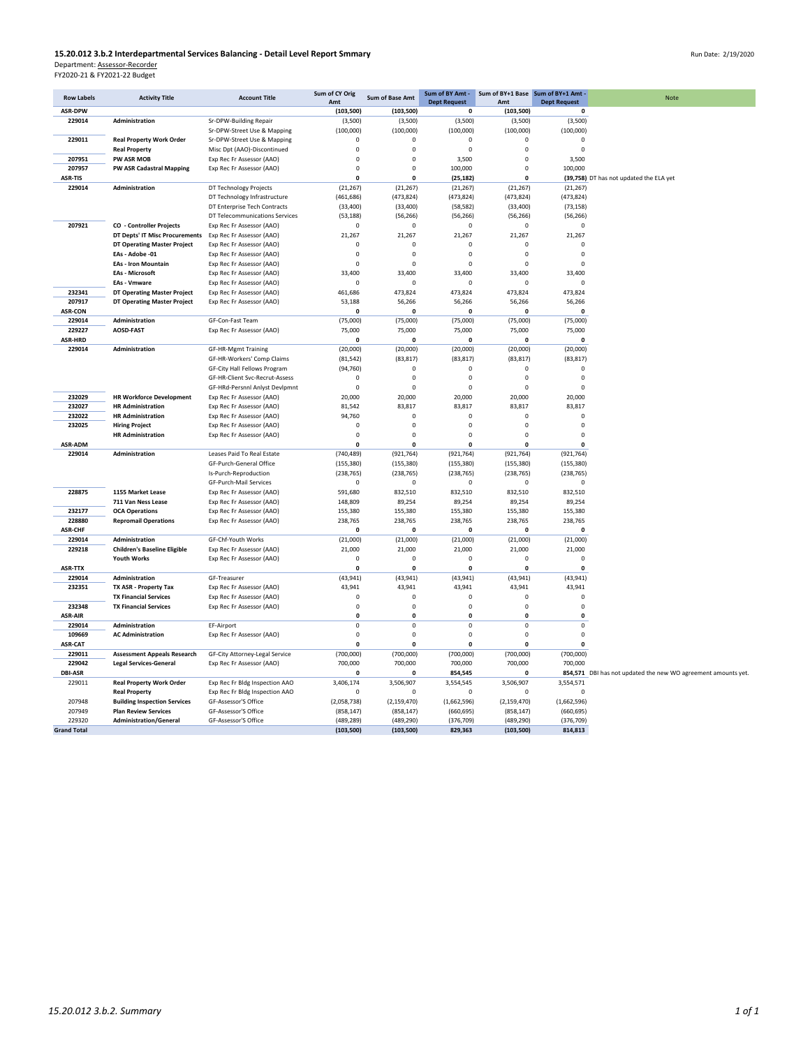**15.20.012 3.b.2 Interdepartmental Services Balancing - Detail Level Report Smmary**

Run Date: 2/19/2020

Department: Assessor-Recorder
FY2020-21 & FY2021-22 Budget

| Row Labels | Activity Title | Account Title | Sum of CY Orig Amt | Sum of Base Amt | Sum of BY Amt - Dept Request | Sum of BY+1 Base Amt | Sum of BY+1 Amt - Dept Request | Note |
|---|---|---|---|---|---|---|---|---|
| **ASR-DPW** | | | **(103,500)** | **(103,500)** | **0** | **(103,500)** | **0** | |
| 229014 | **Administration** | Sr-DPW-Building Repair | (3,500) | (3,500) | (3,500) | (3,500) | (3,500) | |
| | | Sr-DPW-Street Use & Mapping | (100,000) | (100,000) | (100,000) | (100,000) | (100,000) | |
| 229011 | **Real Property Work Order** | Sr-DPW-Street Use & Mapping | 0 | 0 | 0 | 0 | 0 | |
| | **Real Property** | Misc Dpt (AAO)-Discontinued | 0 | 0 | 0 | 0 | 0 | |
| 207951 | **PW ASR MOB** | Exp Rec Fr Assessor (AAO) | 0 | 0 | 3,500 | 0 | 3,500 | |
| 207957 | **PW ASR Cadastral Mapping** | Exp Rec Fr Assessor (AAO) | 0 | 0 | 100,000 | 0 | 100,000 | |
| **ASR-TIS** | | | **0** | **0** | **(25,182)** | **0** | **(39,758)** | DT has not updated the ELA yet |
| 229014 | **Administration** | DT Technology Projects | (21,267) | (21,267) | (21,267) | (21,267) | (21,267) | |
| | | DT Technology Infrastructure | (461,686) | (473,824) | (473,824) | (473,824) | (473,824) | |
| | | DT Enterprise Tech Contracts | (33,400) | (33,400) | (58,582) | (33,400) | (73,158) | |
| | | DT Telecommunications Services | (53,188) | (56,266) | (56,266) | (56,266) | (56,266) | |
| 207921 | **CO - Controller Projects** | Exp Rec Fr Assessor (AAO) | 0 | 0 | 0 | 0 | 0 | |
| | **DT Depts' IT Misc Procurements** | Exp Rec Fr Assessor (AAO) | 21,267 | 21,267 | 21,267 | 21,267 | 21,267 | |
| | **DT Operating Master Project** | Exp Rec Fr Assessor (AAO) | 0 | 0 | 0 | 0 | 0 | |
| | **EAs - Adobe -01** | Exp Rec Fr Assessor (AAO) | 0 | 0 | 0 | 0 | 0 | |
| | **EAs - Iron Mountain** | Exp Rec Fr Assessor (AAO) | 0 | 0 | 0 | 0 | 0 | |
| | **EAs - Microsoft** | Exp Rec Fr Assessor (AAO) | 33,400 | 33,400 | 33,400 | 33,400 | 33,400 | |
| | **EAs - Vmware** | Exp Rec Fr Assessor (AAO) | 0 | 0 | 0 | 0 | 0 | |
| 232341 | **DT Operating Master Project** | Exp Rec Fr Assessor (AAO) | 461,686 | 473,824 | 473,824 | 473,824 | 473,824 | |
| 207917 | **DT Operating Master Project** | Exp Rec Fr Assessor (AAO) | 53,188 | 56,266 | 56,266 | 56,266 | 56,266 | |
| **ASR-CON** | | | **0** | **0** | **0** | **0** | **0** | |
| 229014 | **Administration** | GF-Con-Fast Team | (75,000) | (75,000) | (75,000) | (75,000) | (75,000) | |
| 229227 | **AOSD-FAST** | Exp Rec Fr Assessor (AAO) | 75,000 | 75,000 | 75,000 | 75,000 | 75,000 | |
| **ASR-HRD** | | | **0** | **0** | **0** | **0** | **0** | |
| 229014 | **Administration** | GF-HR-Mgmt Training | (20,000) | (20,000) | (20,000) | (20,000) | (20,000) | |
| | | GF-HR-Workers' Comp Claims | (81,542) | (83,817) | (83,817) | (83,817) | (83,817) | |
| | | GF-City Hall Fellows Program | (94,760) | 0 | 0 | 0 | 0 | |
| | | GF-HR-Client Svc-Recrut-Assess | 0 | 0 | 0 | 0 | 0 | |
| | | GF-HRd-Persnnl Anlyst Devlpmnt | 0 | 0 | 0 | 0 | 0 | |
| 232029 | **HR Workforce Development** | Exp Rec Fr Assessor (AAO) | 20,000 | 20,000 | 20,000 | 20,000 | 20,000 | |
| 232027 | **HR Administration** | Exp Rec Fr Assessor (AAO) | 81,542 | 83,817 | 83,817 | 83,817 | 83,817 | |
| 232022 | **HR Administration** | Exp Rec Fr Assessor (AAO) | 94,760 | 0 | 0 | 0 | 0 | |
| 232025 | **Hiring Project** | Exp Rec Fr Assessor (AAO) | 0 | 0 | 0 | 0 | 0 | |
| | **HR Administration** | Exp Rec Fr Assessor (AAO) | 0 | 0 | 0 | 0 | 0 | |
| **ASR-ADM** | | | **0** | **0** | **0** | **0** | **0** | |
| 229014 | **Administration** | Leases Paid To Real Estate | (740,489) | (921,764) | (921,764) | (921,764) | (921,764) | |
| | | GF-Purch-General Office | (155,380) | (155,380) | (155,380) | (155,380) | (155,380) | |
| | | Is-Purch-Reproduction | (238,765) | (238,765) | (238,765) | (238,765) | (238,765) | |
| | | GF-Purch-Mail Services | 0 | 0 | 0 | 0 | 0 | |
| 228875 | **1155 Market Lease** | Exp Rec Fr Assessor (AAO) | 591,680 | 832,510 | 832,510 | 832,510 | 832,510 | |
| | **711 Van Ness Lease** | Exp Rec Fr Assessor (AAO) | 148,809 | 89,254 | 89,254 | 89,254 | 89,254 | |
| 232177 | **OCA Operations** | Exp Rec Fr Assessor (AAO) | 155,380 | 155,380 | 155,380 | 155,380 | 155,380 | |
| 228880 | **Repromail Operations** | Exp Rec Fr Assessor (AAO) | 238,765 | 238,765 | 238,765 | 238,765 | 238,765 | |
| **ASR-CHF** | | | **0** | **0** | **0** | **0** | **0** | |
| 229014 | **Administration** | GF-Chf-Youth Works | (21,000) | (21,000) | (21,000) | (21,000) | (21,000) | |
| 229218 | **Children's Baseline Eligible** | Exp Rec Fr Assessor (AAO) | 21,000 | 21,000 | 21,000 | 21,000 | 21,000 | |
| | **Youth Works** | Exp Rec Fr Assessor (AAO) | 0 | 0 | 0 | 0 | 0 | |
| **ASR-TTX** | | | **0** | **0** | **0** | **0** | **0** | |
| 229014 | **Administration** | GF-Treasurer | (43,941) | (43,941) | (43,941) | (43,941) | (43,941) | |
| 232351 | **TX ASR - Property Tax** | Exp Rec Fr Assessor (AAO) | 43,941 | 43,941 | 43,941 | 43,941 | 43,941 | |
| | **TX Financial Services** | Exp Rec Fr Assessor (AAO) | 0 | 0 | 0 | 0 | 0 | |
| 232348 | **TX Financial Services** | Exp Rec Fr Assessor (AAO) | 0 | 0 | 0 | 0 | 0 | |
| **ASR-AIR** | | | **0** | **0** | **0** | **0** | **0** | |
| 229014 | **Administration** | EF-Airport | 0 | 0 | 0 | 0 | 0 | |
| 109669 | **AC Administration** | Exp Rec Fr Assessor (AAO) | 0 | 0 | 0 | 0 | 0 | |
| **ASR-CAT** | | | **0** | **0** | **0** | **0** | **0** | |
| 229011 | **Assessment Appeals Research** | GF-City Attorney-Legal Service | (700,000) | (700,000) | (700,000) | (700,000) | (700,000) | |
| 229042 | **Legal Services-General** | Exp Rec Fr Assessor (AAO) | 700,000 | 700,000 | 700,000 | 700,000 | 700,000 | |
| **DBI-ASR** | | | **0** | **0** | **854,545** | **0** | **854,571** | DBI has not updated the new WO agreement amounts yet. |
| 229011 | **Real Property Work Order** | Exp Rec Fr Bldg Inspection AAO | 3,406,174 | 3,506,907 | 3,554,545 | 3,506,907 | 3,554,571 | |
| | **Real Property** | Exp Rec Fr Bldg Inspection AAO | 0 | 0 | 0 | 0 | 0 | |
| 207948 | **Building Inspection Services** | GF-Assessor'S Office | (2,058,738) | (2,159,470) | (1,662,596) | (2,159,470) | (1,662,596) | |
| 207949 | **Plan Review Services** | GF-Assessor'S Office | (858,147) | (858,147) | (660,695) | (858,147) | (660,695) | |
| 229320 | **Administration/General** | GF-Assessor'S Office | (489,289) | (489,290) | (376,709) | (489,290) | (376,709) | |
| **Grand Total** | | | **(103,500)** | **(103,500)** | **829,363** | **(103,500)** | **814,813** | |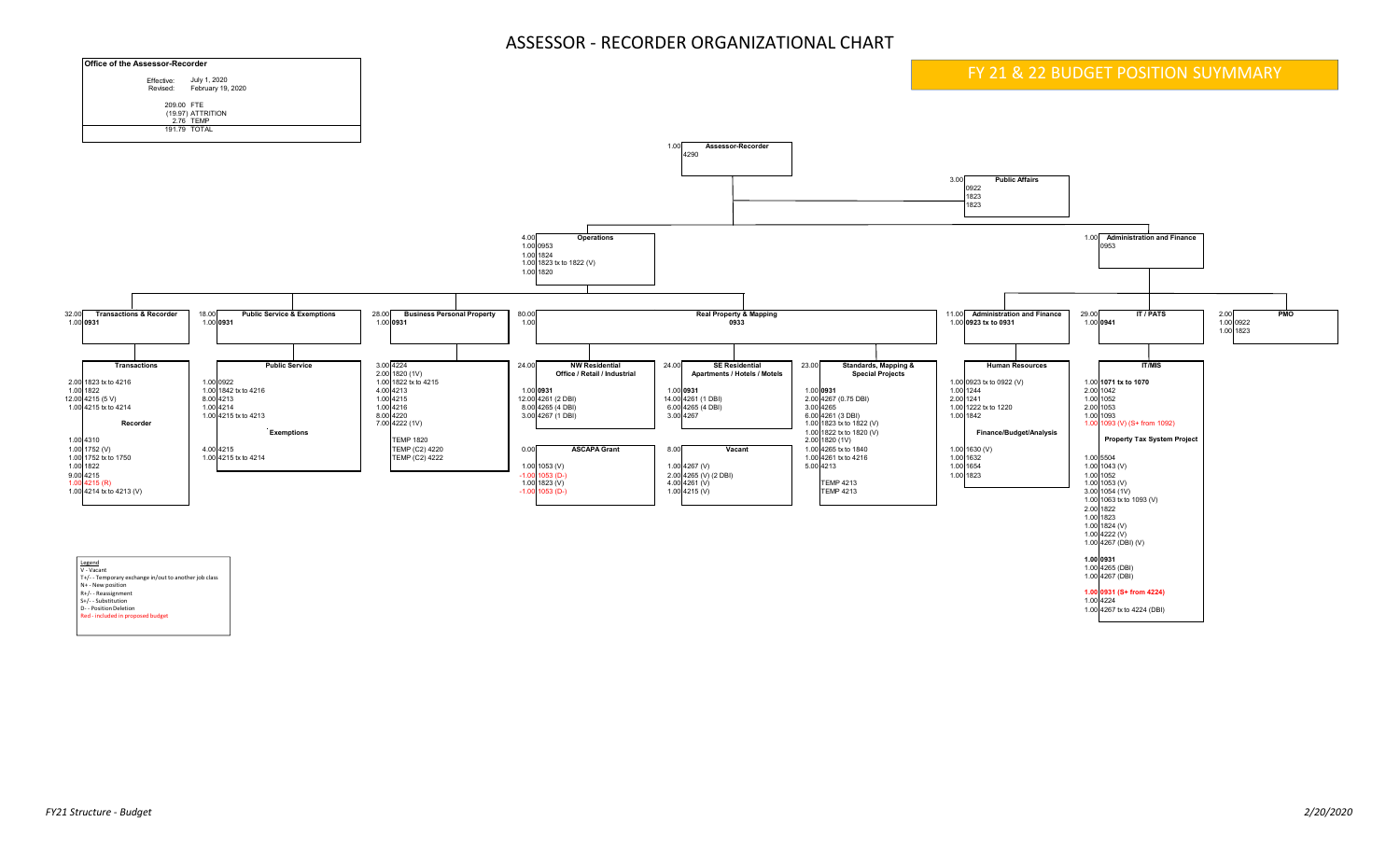# ASSESSOR - RECORDER ORGANIZATIONAL CHART

**Office of the Assessor-Recorder**

Effective: July 1, 2020
Revised: February 19, 2020

209.00 FTE
(19.97) ATTRITION
2.76 TEMP
191.79 TOTAL

## FY 21 & 22 BUDGET POSITION SUYMMARY

**Assessor-Recorder**
1.00 4290

**Public Affairs**
3.00
0922
1823
1823

**Operations**
4.00
1.00 0953
1.00 1824
1.00 1823 tx to 1822 (V)
1.00 1820

**Administration and Finance**
1.00 0953

**Transactions & Recorder**
32.00
1.00 **0931**

**Public Service & Exemptions**
18.00
1.00 **0931**

**Business Personal Property**
28.00
1.00 **0931**

**Real Property & Mapping**
80.00
1.00 **0933**

**Administration and Finance**
11.00
1.00 **0923 tx to 0931**

**IT / PATS**
29.00
1.00 **0941**

**PMO**
2.00
1.00 0922
1.00 1823

**Transactions**
2.00 1823 tx to 4216
1.00 1822
12.00 4215 (5 V)
1.00 4215 tx to 4214

**Recorder**
1.00 4310
1.00 1752 (V)
1.00 1752 tx to 1750
1.00 1822
9.00 4215
1.00 4215 (R)
1.00 4214 tx to 4213 (V)

**Public Service**
1.00 0922
1.00 1842 tx to 4216
8.00 4213
1.00 4214
1.00 4215 tx to 4213

**Exemptions**
4.00 4215
1.00 4215 tx to 4214

**Business Personal Property**
3.00 4224
2.00 1820 (1V)
1.00 1822 tx to 4215
4.00 4213
1.00 4215
1.00 4216
8.00 4220
7.00 4222 (1V)
TEMP 1820
TEMP (C2) 4220
TEMP (C2) 4222

**NW Residential Office / Retail / Industrial**
24.00
1.00 **0931**
12.00 4261 (2 DBI)
8.00 4265 (4 DBI)
3.00 4267 (1 DBI)

**ASCAPA Grant**
0.00
1.00 1053 (V)
-1.00 1053 (D-)
1.00 1823 (V)
-1.00 1053 (D-)

**SE Residential Apartments / Hotels / Motels**
24.00
1.00 **0931**
14.00 4261 (1 DBI)
6.00 4265 (4 DBI)
3.00 4267

**Vacant**
8.00
1.00 4267 (V)
2.00 4265 (V) (2 DBI)
4.00 4261 (V)
1.00 4215 (V)

**Standards, Mapping & Special Projects**
23.00
1.00 **0931**
2.00 4267 (0.75 DBI)
3.00 4265
6.00 4261 (3 DBI)
1.00 1823 tx to 1822 (V)
1.00 1822 tx to 1820 (V)
2.00 1820 (1V)
1.00 4265 tx to 1840
1.00 4261 tx to 4216
5.00 4213
TEMP 4213
TEMP 4213

**Human Resources**
1.00 0923 tx to 0922 (V)
1.00 1244
2.00 1241
1.00 1222 tx to 1220
1.00 1842

**Finance/Budget/Analysis**
1.00 1630 (V)
1.00 1632
1.00 1654
1.00 1823

**IT/MIS**
1.00 **1071 tx to 1070**
2.00 1042
1.00 1052
2.00 1053
1.00 1093
1.00 1093 (V) (S+ from 1092)

**Property Tax System Project**
1.00 5504
1.00 1043 (V)
1.00 1052
1.00 1053 (V)
3.00 1054 (1V)
1.00 1063 tx to 1093 (V)
2.00 1822
1.00 1823
1.00 1824 (V)
1.00 4222 (V)
1.00 4267 (DBI) (V)

1.00 **0931**
1.00 4265 (DBI)
1.00 4267 (DBI)

1.00 **0931 (S+ from 4224)**
1.00 4224
1.00 4267 tx to 4224 (DBI)

Legend
V - Vacant
T+/- - Temporary exchange in/out to another job class
N+ - New position
R+/- - Reassignment
S+/- - Substitution
D- - Position Deletion
Red - included in proposed budget

*FY21 Structure - Budget*

*2/20/2020*